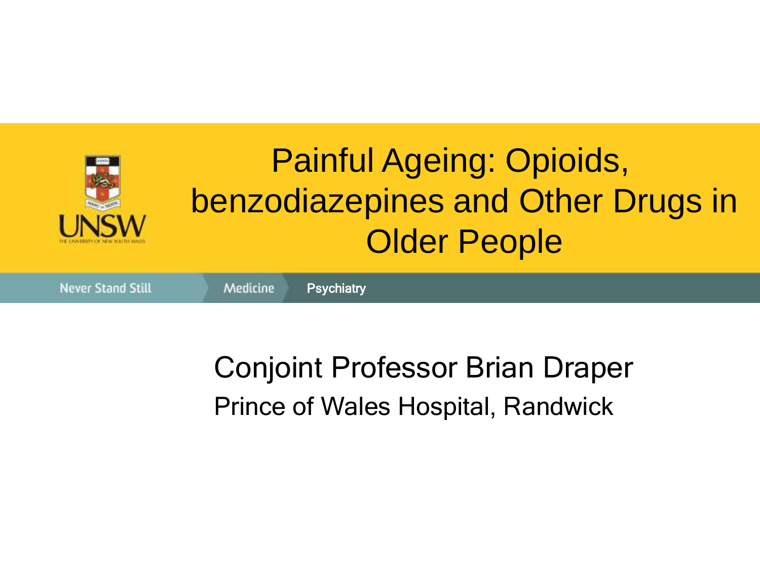UNSW

THE UNIVERSITY OF NEW SOUTH WALES

# Painful Ageing: Opioids, benzodiazepines and Other Drugs in Older People

Never Stand Still | Medicine | Psychiatry

Conjoint Professor Brian Draper

Prince of Wales Hospital, Randwick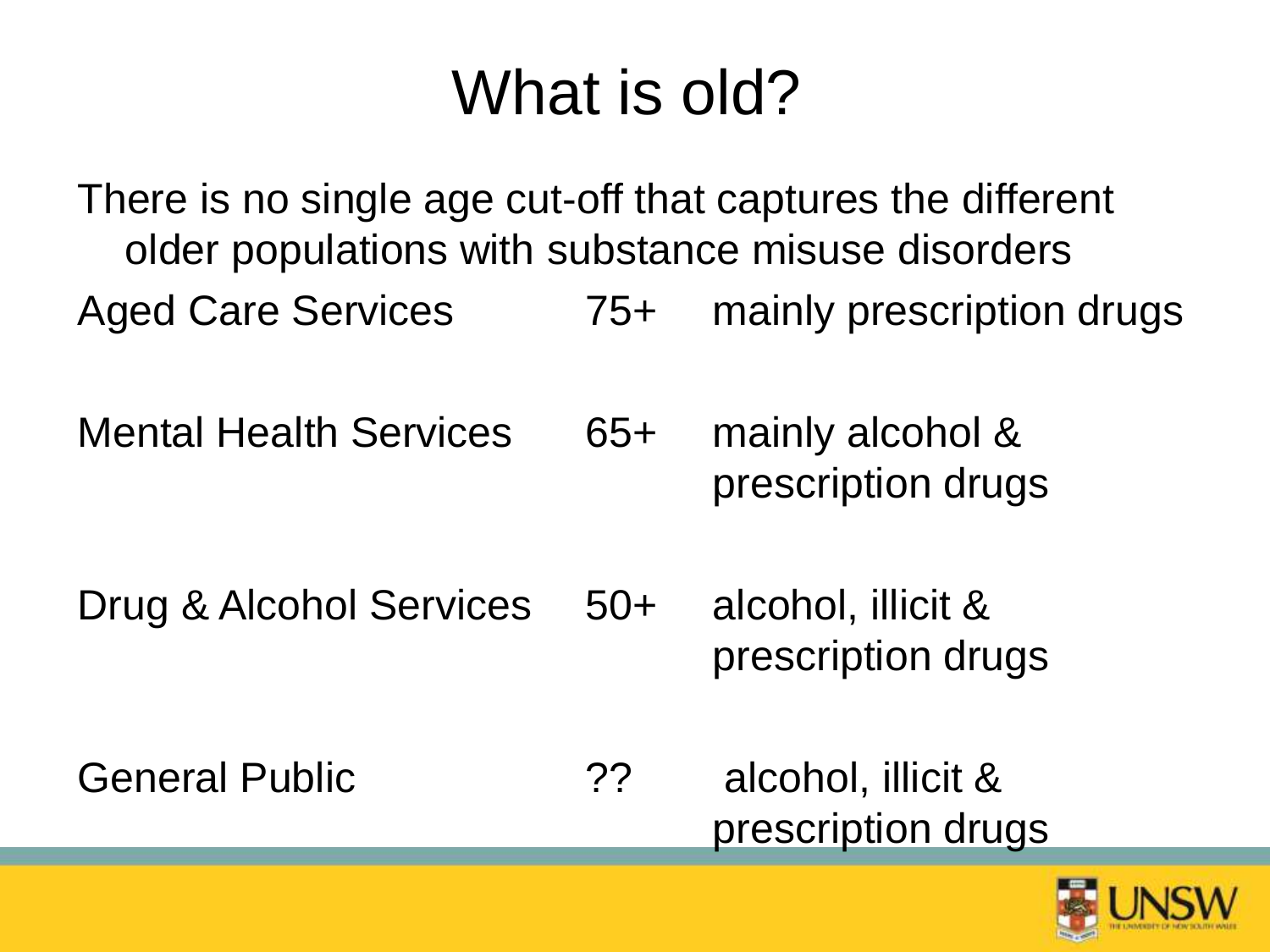# What is old?

There is no single age cut-off that captures the different older populations with substance misuse disorders

| | | |
|---|---|---|
| Aged Care Services | 75+ | mainly prescription drugs |
| Mental Health Services | 65+ | mainly alcohol & prescription drugs |
| Drug & Alcohol Services | 50+ | alcohol, illicit & prescription drugs |
| General Public | ?? | alcohol, illicit & prescription drugs |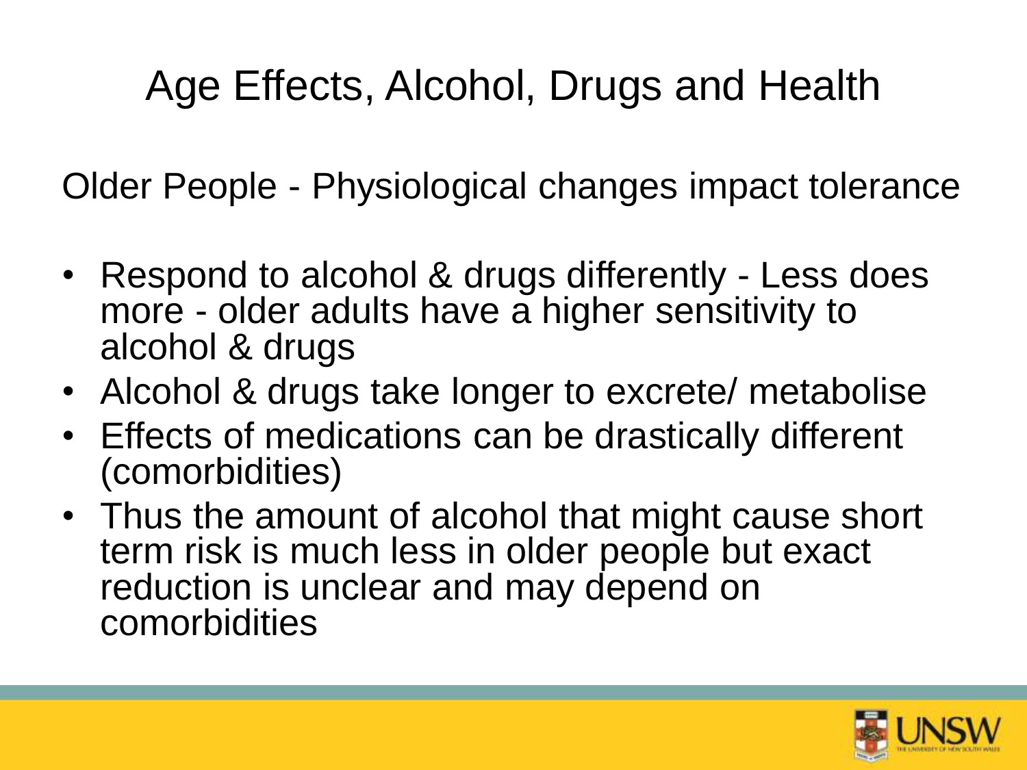# Age Effects, Alcohol, Drugs and Health

Older People - Physiological changes impact tolerance

- Respond to alcohol & drugs differently - Less does more - older adults have a higher sensitivity to alcohol & drugs
- Alcohol & drugs take longer to excrete/ metabolise
- Effects of medications can be drastically different (comorbidities)
- Thus the amount of alcohol that might cause short term risk is much less in older people but exact reduction is unclear and may depend on comorbidities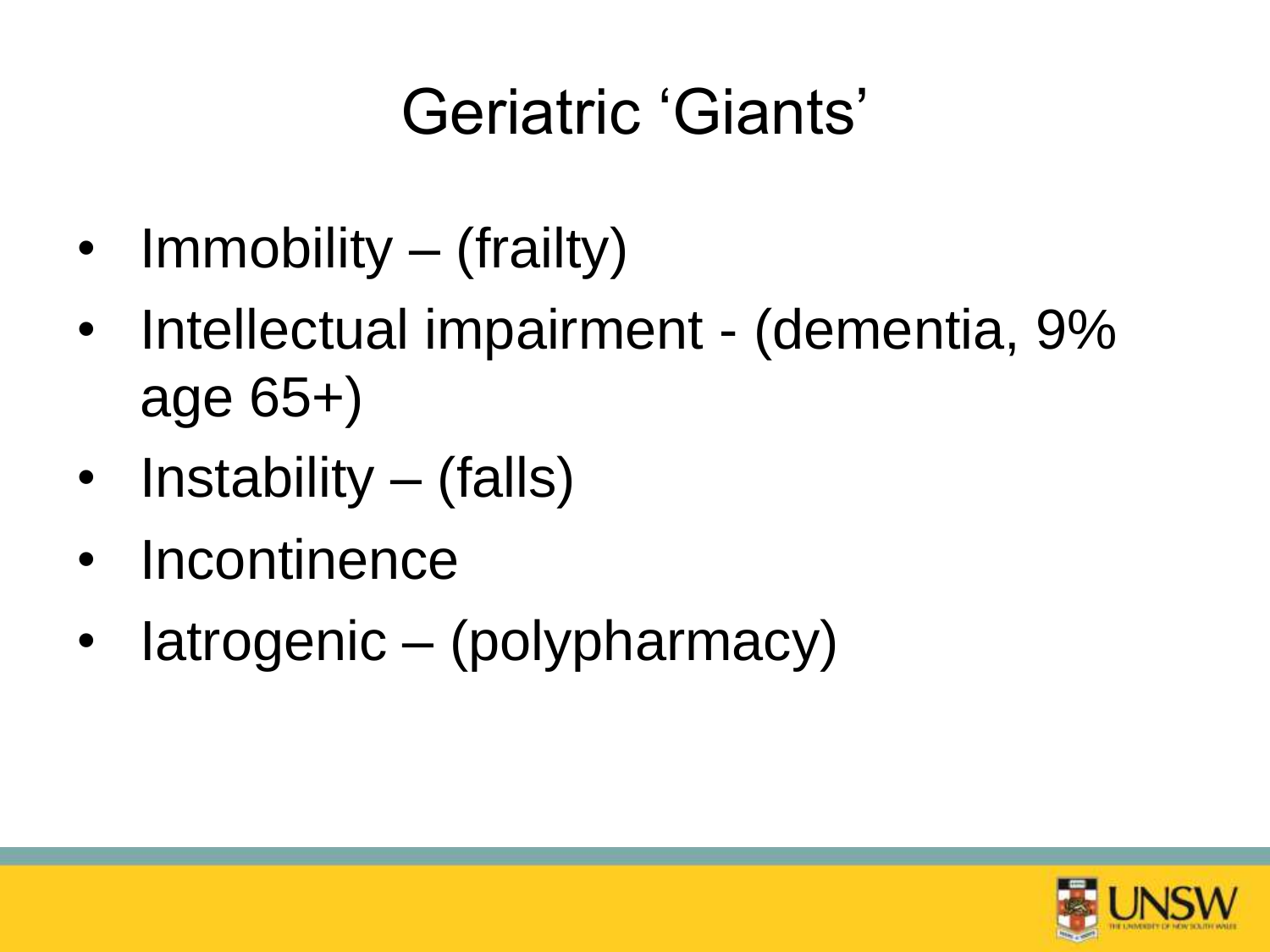# Geriatric 'Giants'

- Immobility – (frailty)
- Intellectual impairment - (dementia, 9% age 65+)
- Instability – (falls)
- Incontinence
- Iatrogenic – (polypharmacy)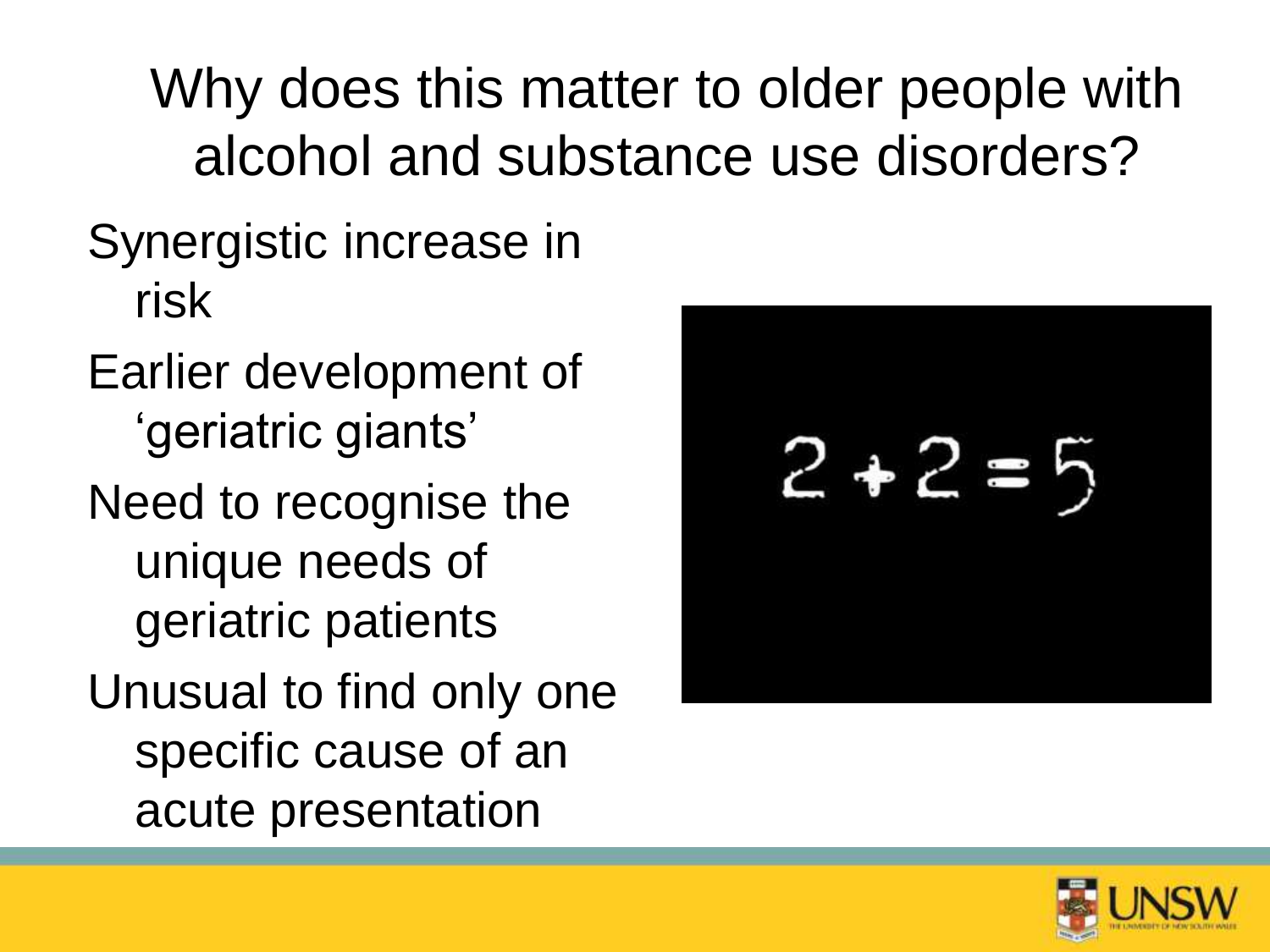# Why does this matter to older people with alcohol and substance use disorders?

- Synergistic increase in risk
- Earlier development of 'geriatric giants'
- Need to recognise the unique needs of geriatric patients
- Unusual to find only one specific cause of an acute presentation

2 + 2 = 5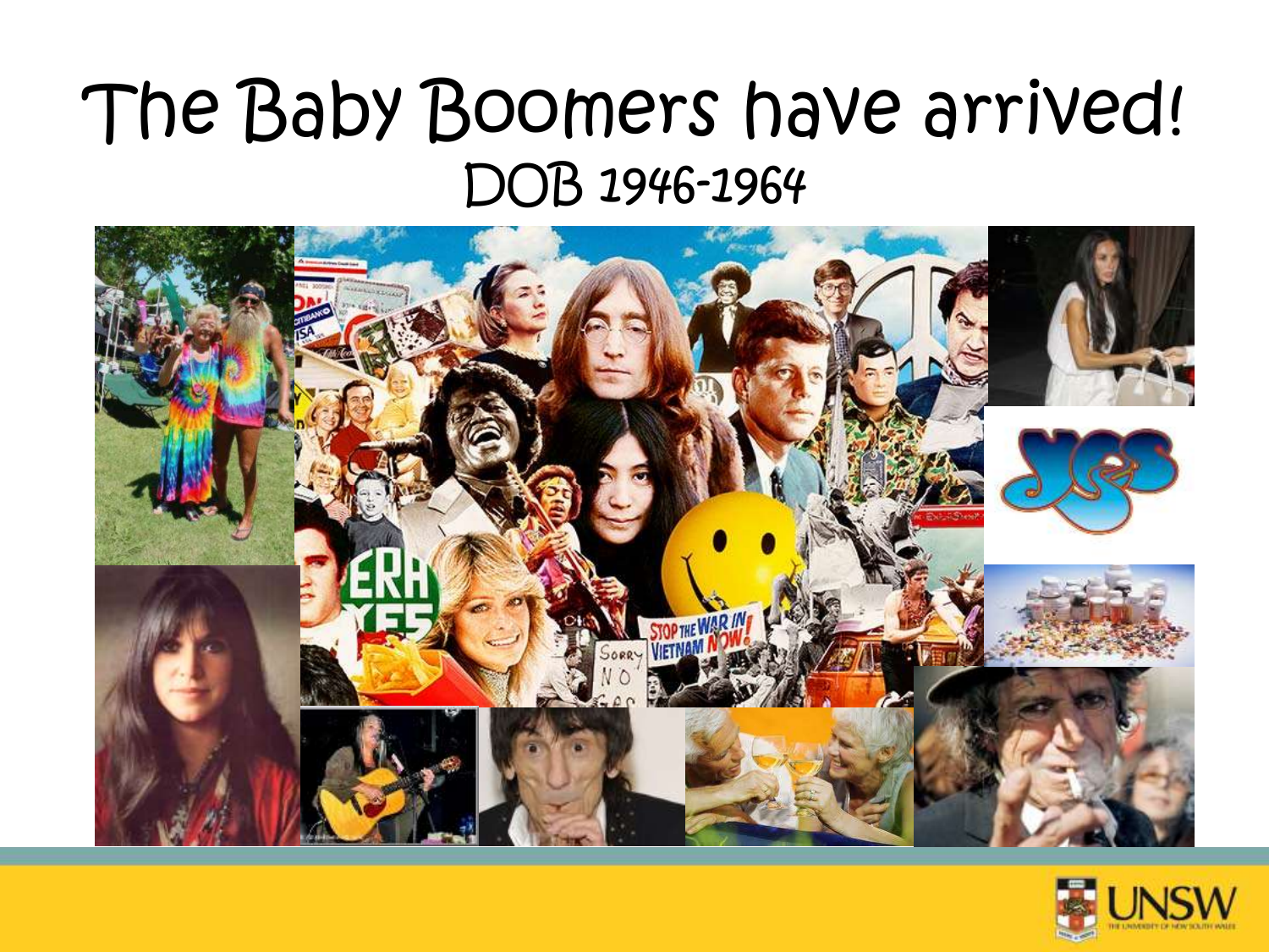# The Baby Boomers have arrived!

## DOB 1946-1964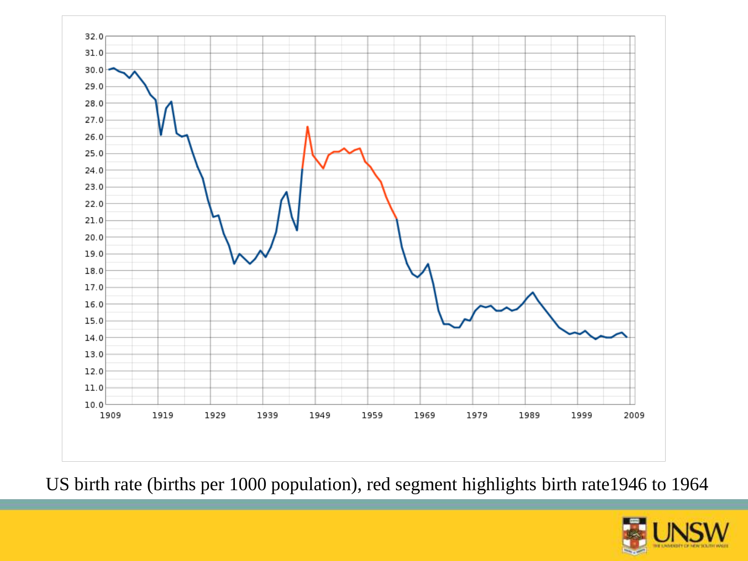US birth rate (births per 1000 population), red segment highlights birth rate1946 to 1964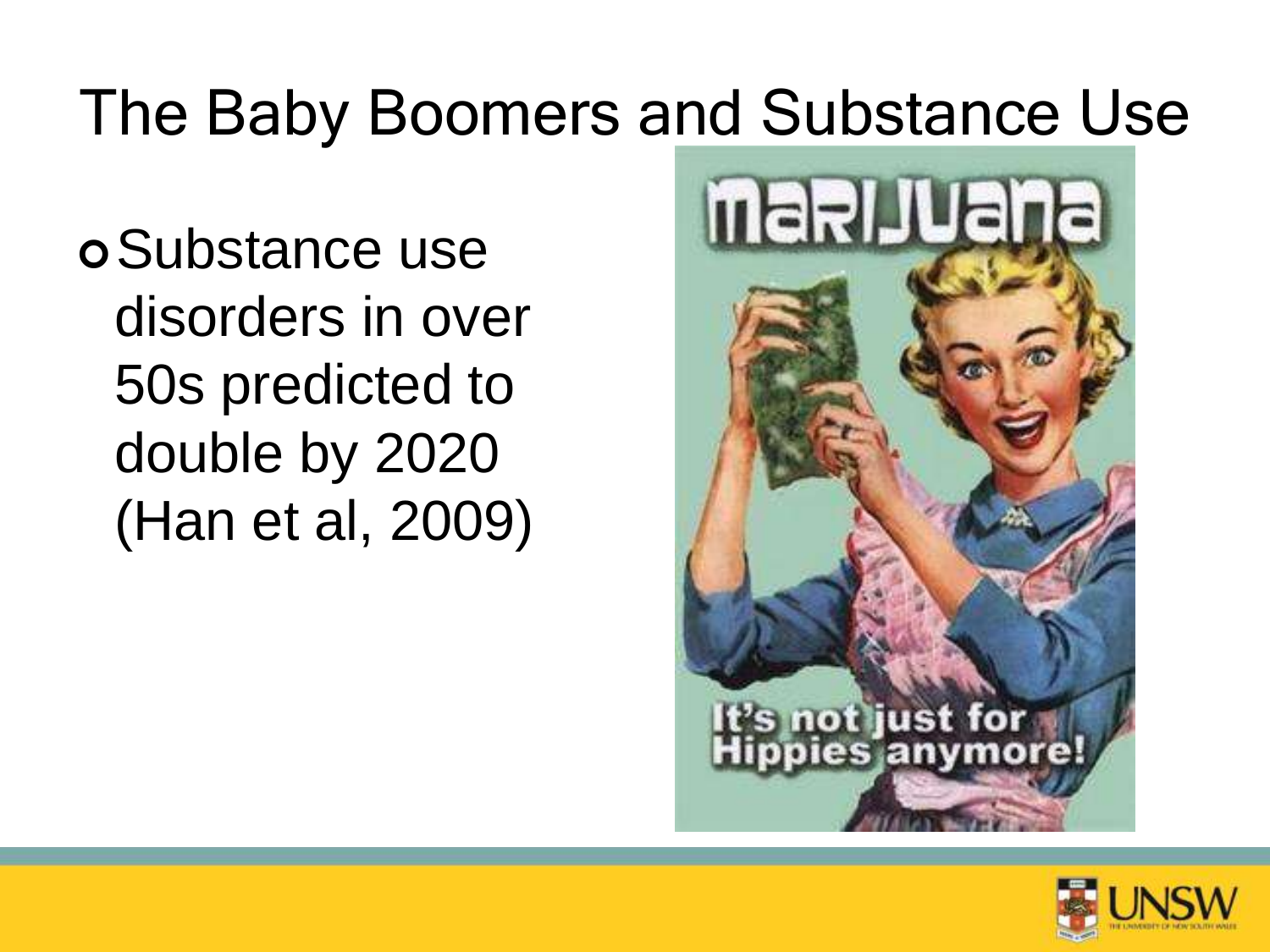# The Baby Boomers and Substance Use

- Substance use disorders in over 50s predicted to double by 2020 (Han et al, 2009)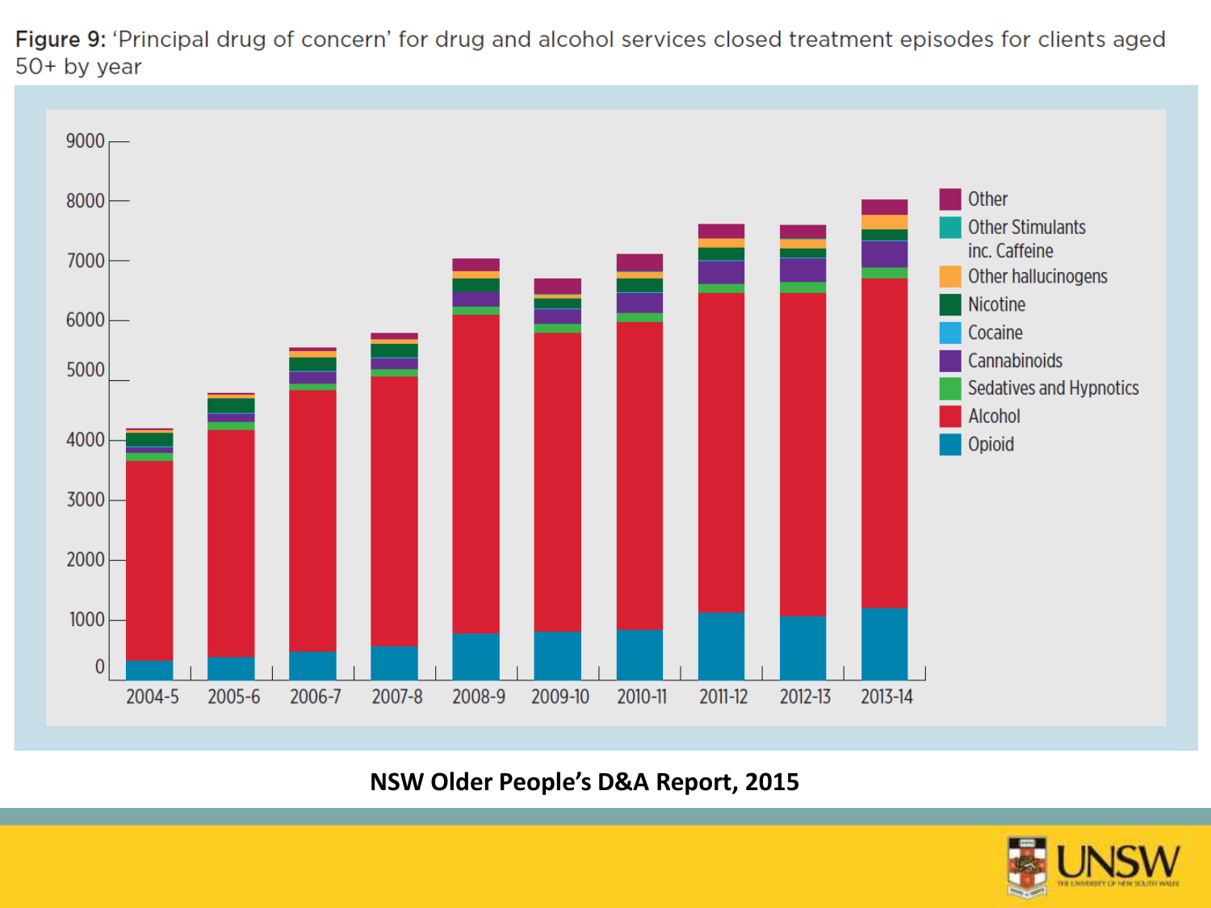**Figure 9:** 'Principal drug of concern' for drug and alcohol services closed treatment episodes for clients aged 50+ by year

**NSW Older People's D&A Report, 2015**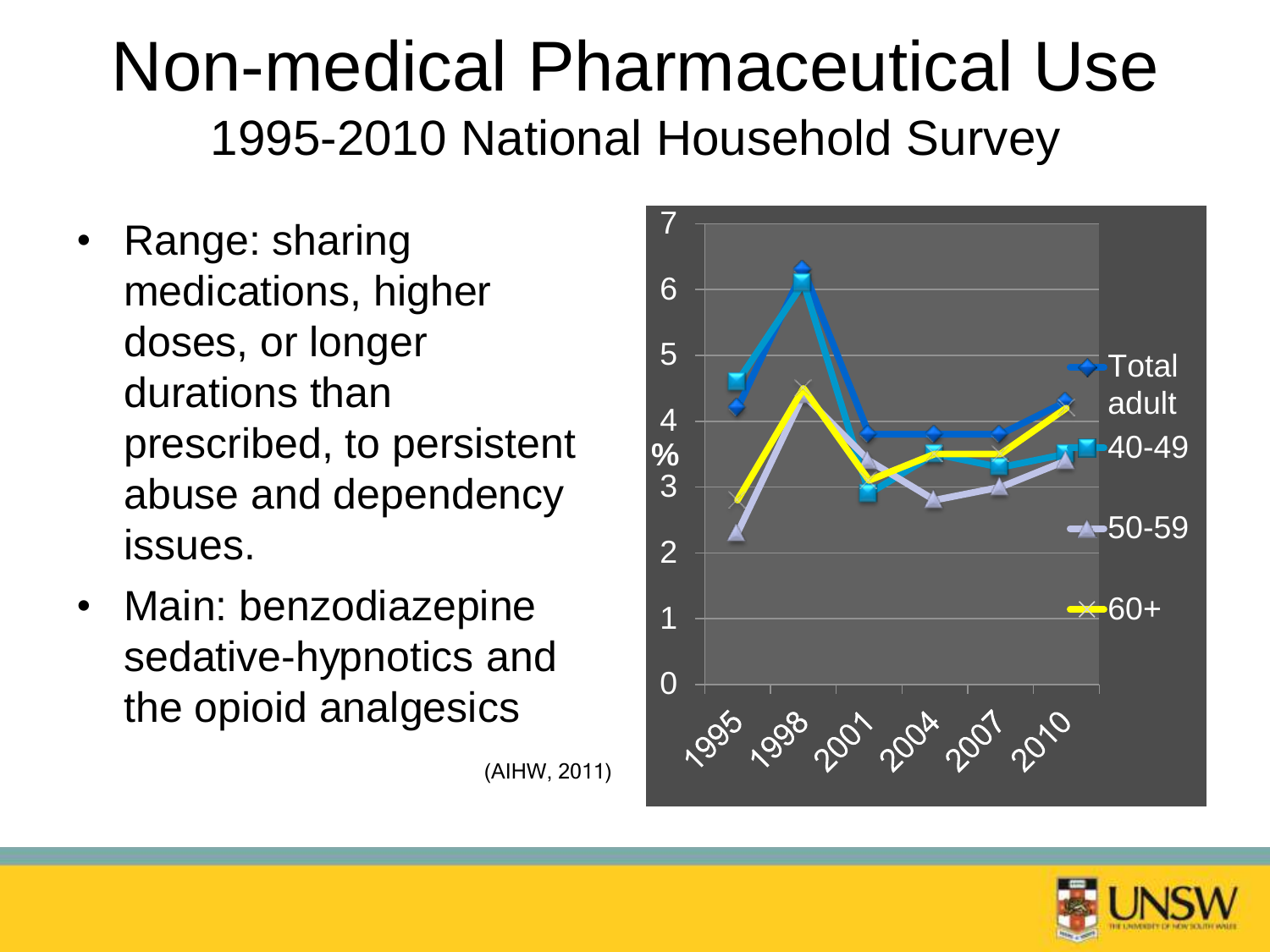# Non-medical Pharmaceutical Use

## 1995-2010 National Household Survey

- Range: sharing medications, higher doses, or longer durations than prescribed, to persistent abuse and dependency issues.
- Main: benzodiazepine sedative-hypnotics and the opioid analgesics

(AIHW, 2011)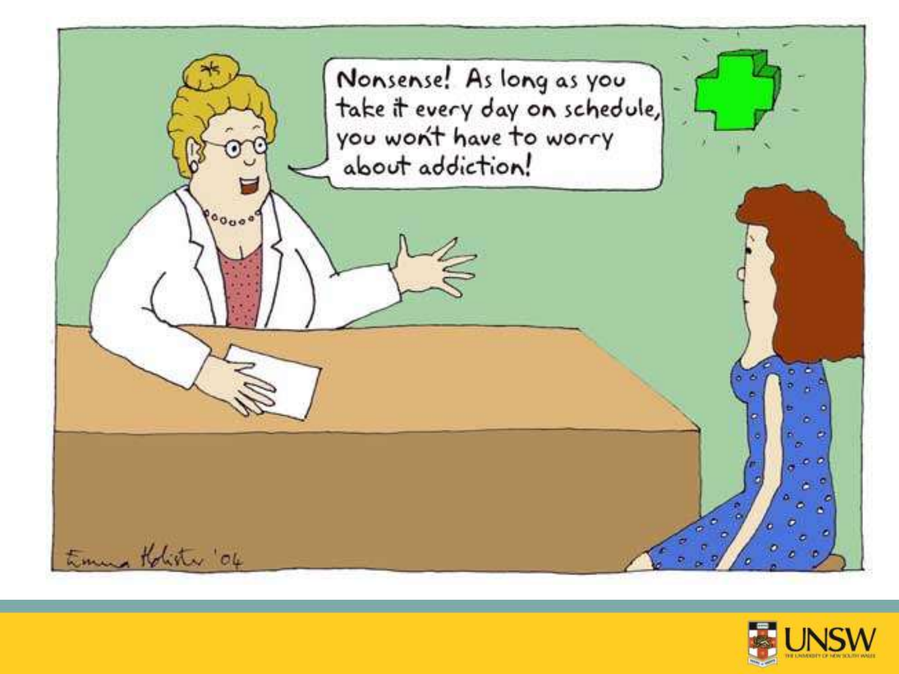Nonsense! As long as you take it every day on schedule, you won't have to worry about addiction!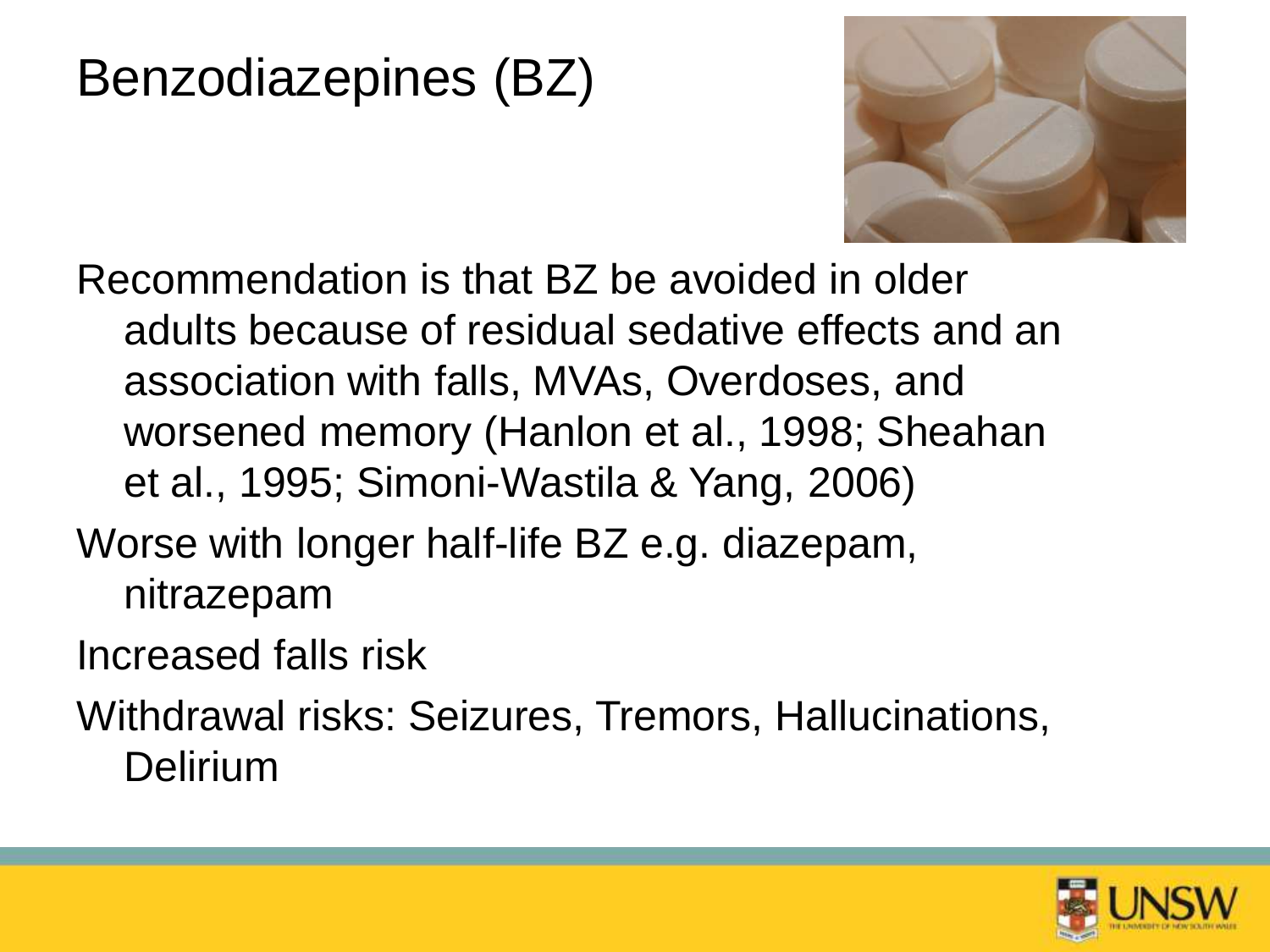# Benzodiazepines (BZ)

Recommendation is that BZ be avoided in older adults because of residual sedative effects and an association with falls, MVAs, Overdoses, and worsened memory (Hanlon et al., 1998; Sheahan et al., 1995; Simoni-Wastila & Yang, 2006)

Worse with longer half-life BZ e.g. diazepam, nitrazepam

Increased falls risk

Withdrawal risks: Seizures, Tremors, Hallucinations, Delirium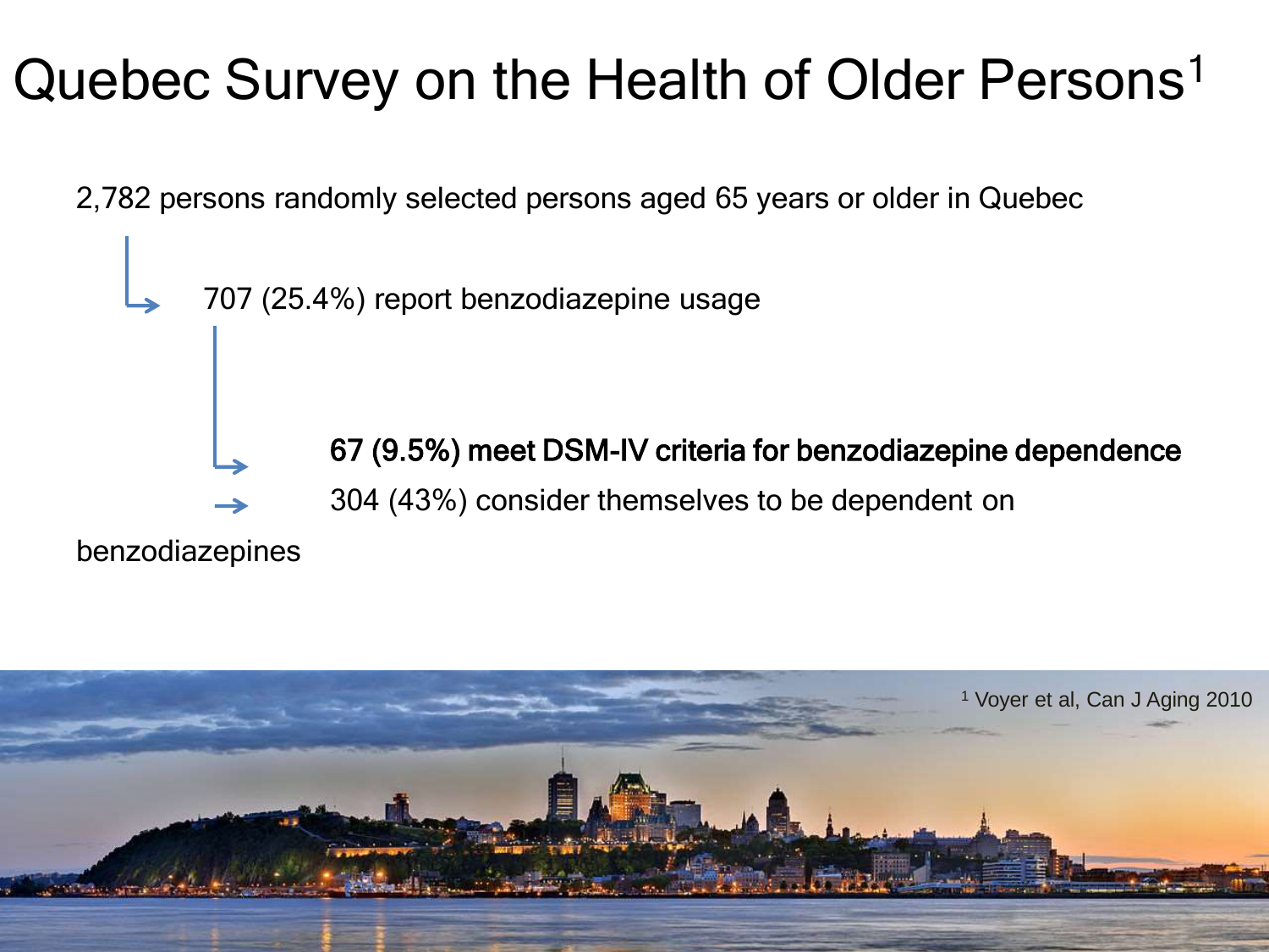# Quebec Survey on the Health of Older Persons[1]

2,782 persons randomly selected persons aged 65 years or older in Quebec

→ 707 (25.4%) report benzodiazepine usage

→ **67 (9.5%) meet DSM-IV criteria for benzodiazepine dependence**

→ 304 (43%) consider themselves to be dependent on benzodiazepines

[1] Voyer et al, Can J Aging 2010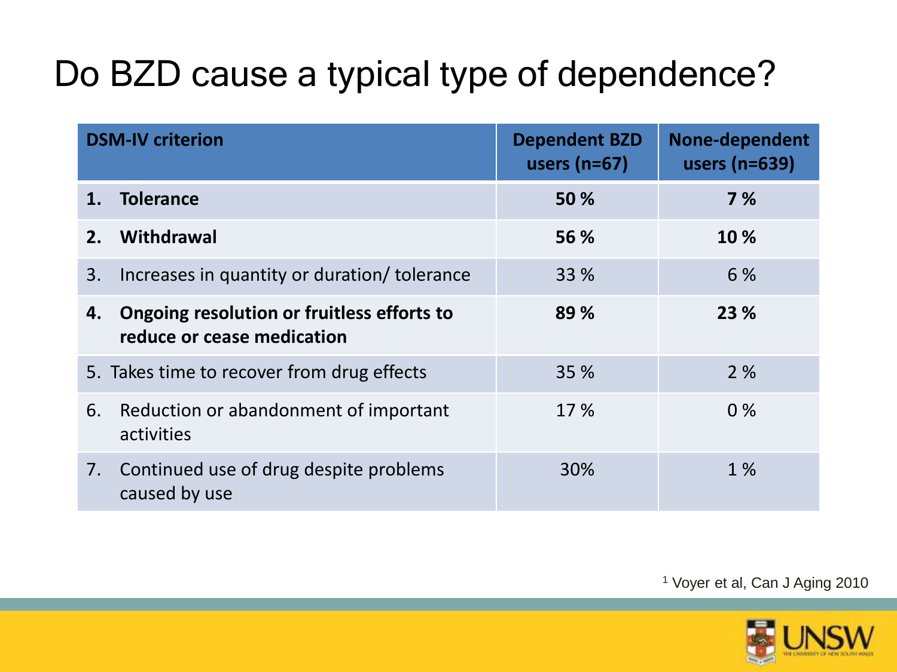# Do BZD cause a typical type of dependence?

| DSM-IV criterion | Dependent BZD users (n=67) | None-dependent users (n=639) |
|---|---|---|
| **1. Tolerance** | **50 %** | **7 %** |
| **2. Withdrawal** | **56 %** | **10 %** |
| 3. Increases in quantity or duration/ tolerance | 33 % | 6 % |
| **4. Ongoing resolution or fruitless efforts to reduce or cease medication** | **89 %** | **23 %** |
| 5. Takes time to recover from drug effects | 35 % | 2 % |
| 6. Reduction or abandonment of important activities | 17 % | 0 % |
| 7. Continued use of drug despite problems caused by use | 30% | 1 % |

[1] Voyer et al, Can J Aging 2010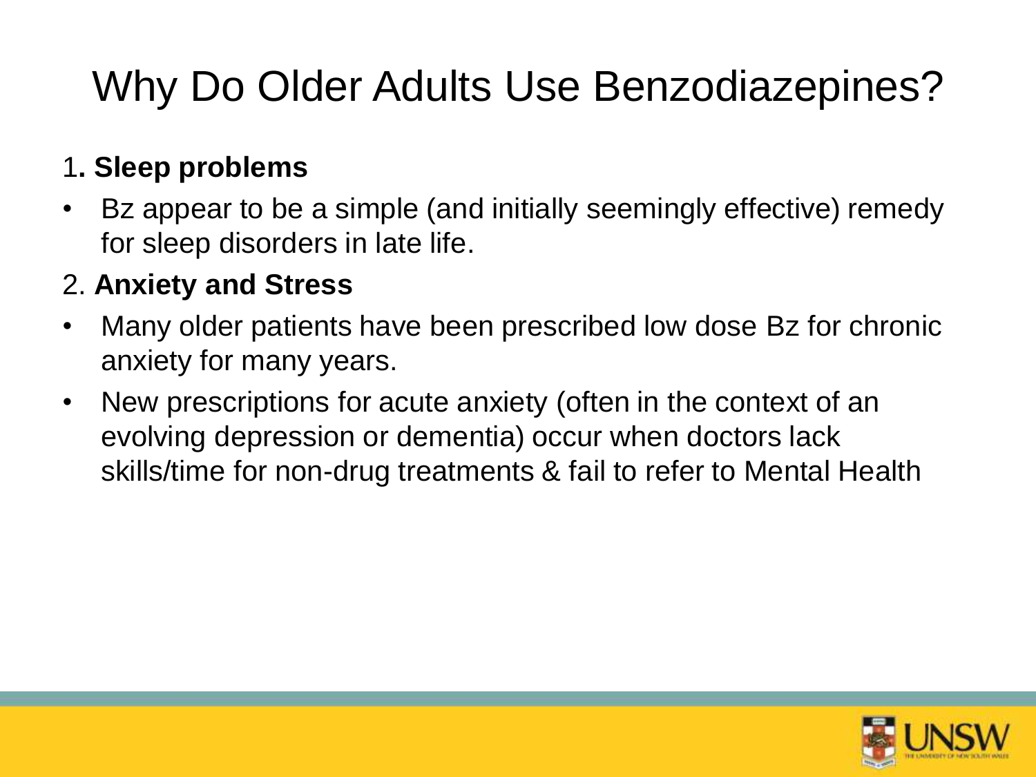# Why Do Older Adults Use Benzodiazepines?

1. **Sleep problems**

- Bz appear to be a simple (and initially seemingly effective) remedy for sleep disorders in late life.

2. **Anxiety and Stress**

- Many older patients have been prescribed low dose Bz for chronic anxiety for many years.
- New prescriptions for acute anxiety (often in the context of an evolving depression or dementia) occur when doctors lack skills/time for non-drug treatments & fail to refer to Mental Health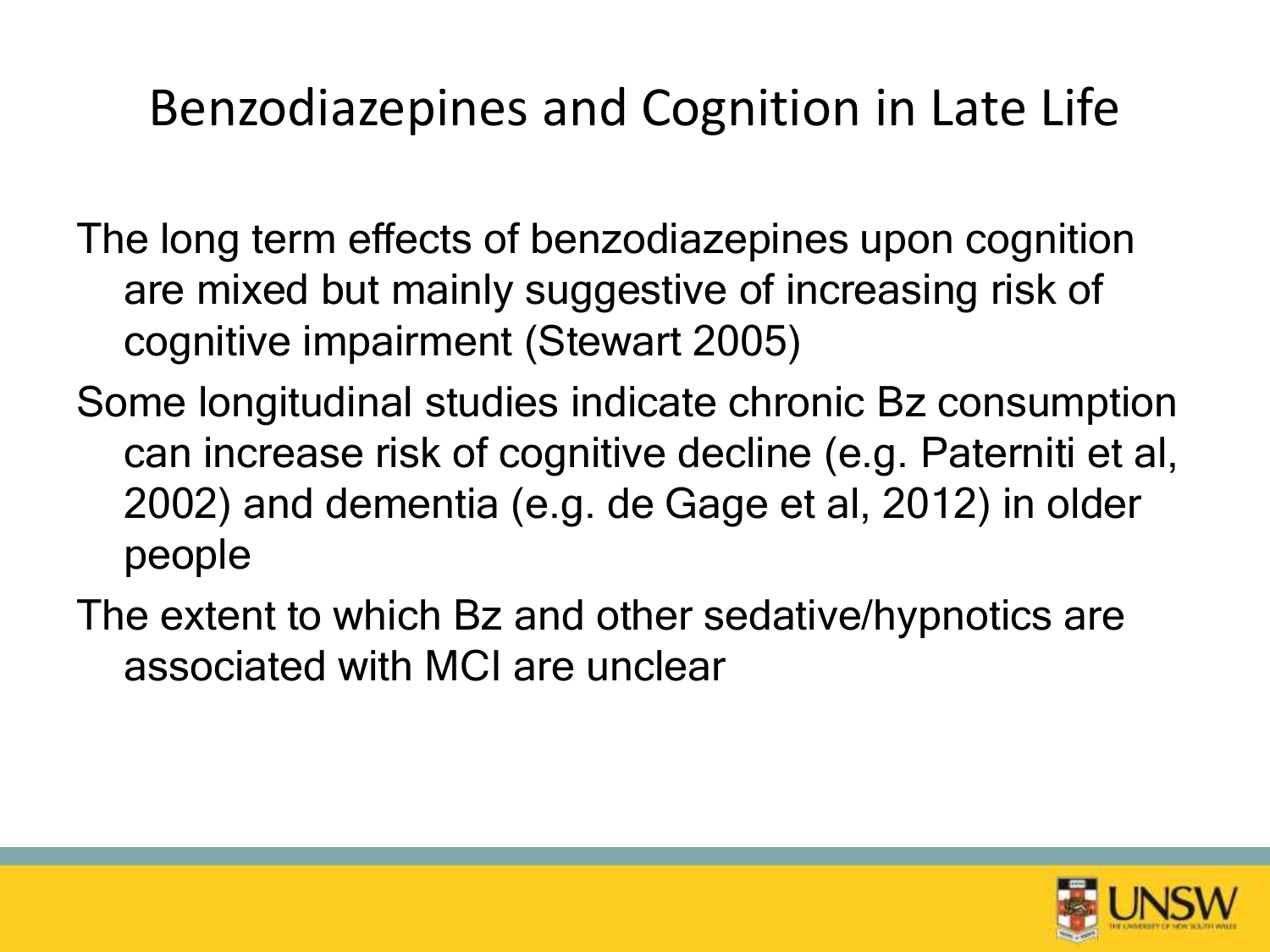# Benzodiazepines and Cognition in Late Life

The long term effects of benzodiazepines upon cognition are mixed but mainly suggestive of increasing risk of cognitive impairment (Stewart 2005)

Some longitudinal studies indicate chronic Bz consumption can increase risk of cognitive decline (e.g. Paterniti et al, 2002) and dementia (e.g. de Gage et al, 2012) in older people

The extent to which Bz and other sedative/hypnotics are associated with MCI are unclear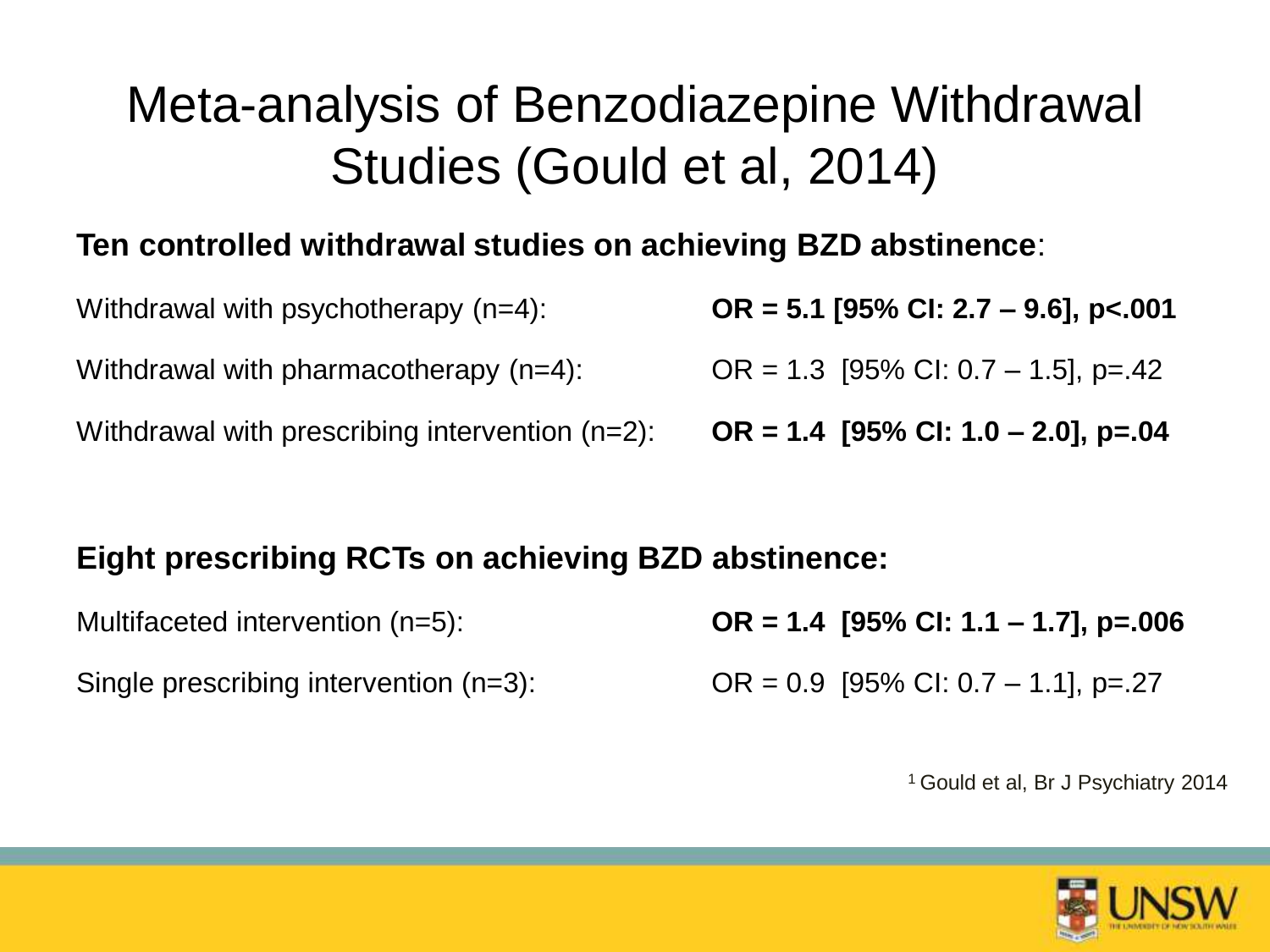# Meta-analysis of Benzodiazepine Withdrawal Studies (Gould et al, 2014)

**Ten controlled withdrawal studies on achieving BZD abstinence**:

| | |
|---|---|
| Withdrawal with psychotherapy (n=4): | **OR = 5.1 [95% CI: 2.7 – 9.6], p<.001** |
| Withdrawal with pharmacotherapy (n=4): | OR = 1.3 [95% CI: 0.7 – 1.5], p=.42 |
| Withdrawal with prescribing intervention (n=2): | **OR = 1.4 [95% CI: 1.0 – 2.0], p=.04** |

**Eight prescribing RCTs on achieving BZD abstinence:**

| | |
|---|---|
| Multifaceted intervention (n=5): | **OR = 1.4 [95% CI: 1.1 – 1.7], p=.006** |
| Single prescribing intervention (n=3): | OR = 0.9 [95% CI: 0.7 – 1.1], p=.27 |

[1] Gould et al, Br J Psychiatry 2014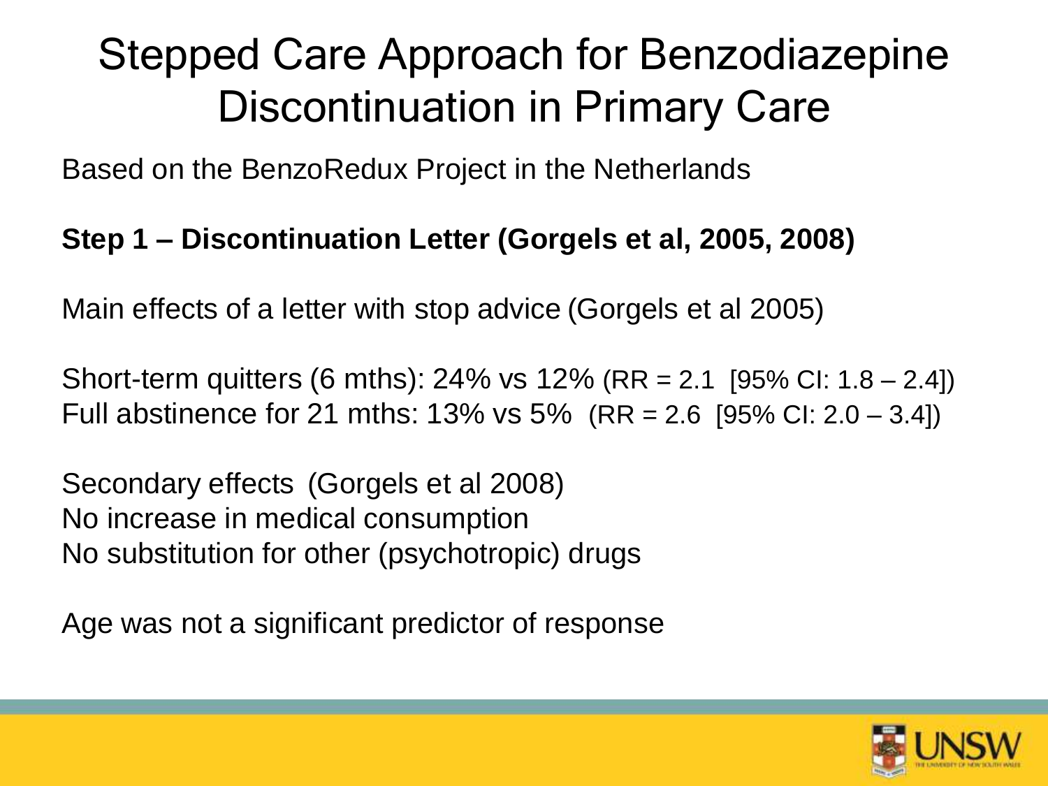# Stepped Care Approach for Benzodiazepine Discontinuation in Primary Care

Based on the BenzoRedux Project in the Netherlands

**Step 1 – Discontinuation Letter (Gorgels et al, 2005, 2008)**

Main effects of a letter with stop advice (Gorgels et al 2005)

Short-term quitters (6 mths): 24% vs 12% (RR = 2.1 [95% CI: 1.8 – 2.4])
Full abstinence for 21 mths: 13% vs 5% (RR = 2.6 [95% CI: 2.0 – 3.4])

Secondary effects (Gorgels et al 2008)
No increase in medical consumption
No substitution for other (psychotropic) drugs

Age was not a significant predictor of response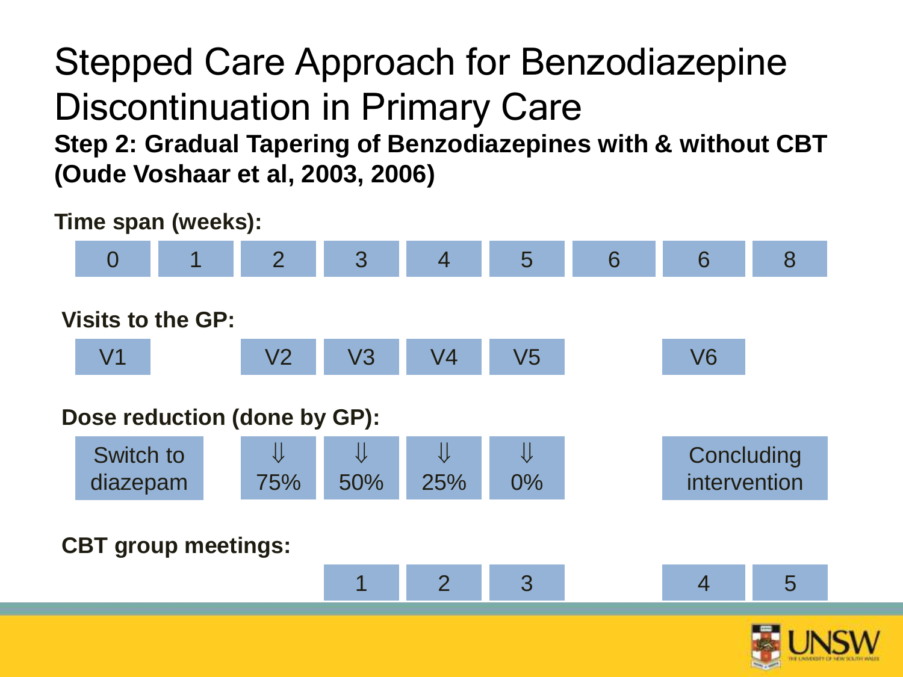# Stepped Care Approach for Benzodiazepine Discontinuation in Primary Care

**Step 2: Gradual Tapering of Benzodiazepines with & without CBT (Oude Voshaar et al, 2003, 2006)**

| | | | | | | | | | |
|---|---|---|---|---|---|---|---|---|---|
| **Time span (weeks):** | 0 | 1 | 2 | 3 | 4 | 5 | 6 | 6 | 8 |
| **Visits to the GP:** | V1 | | V2 | V3 | V4 | V5 | | V6 | |
| **Dose reduction (done by GP):** | Switch to diazepam | | ⇓ 75% | ⇓ 50% | ⇓ 25% | ⇓ 0% | | Concluding intervention | |
| **CBT group meetings:** | | | | 1 | 2 | 3 | | 4 | 5 |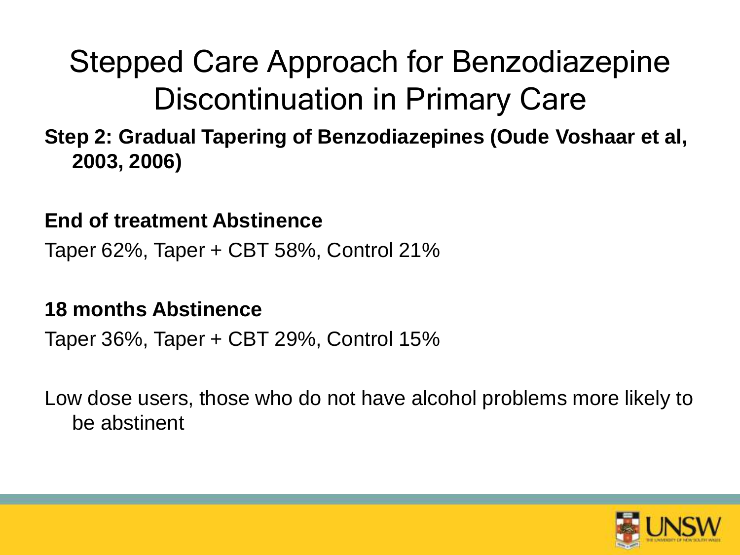# Stepped Care Approach for Benzodiazepine Discontinuation in Primary Care

**Step 2: Gradual Tapering of Benzodiazepines (Oude Voshaar et al, 2003, 2006)**

**End of treatment Abstinence**

Taper 62%, Taper + CBT 58%, Control 21%

**18 months Abstinence**

Taper 36%, Taper + CBT 29%, Control 15%

Low dose users, those who do not have alcohol problems more likely to be abstinent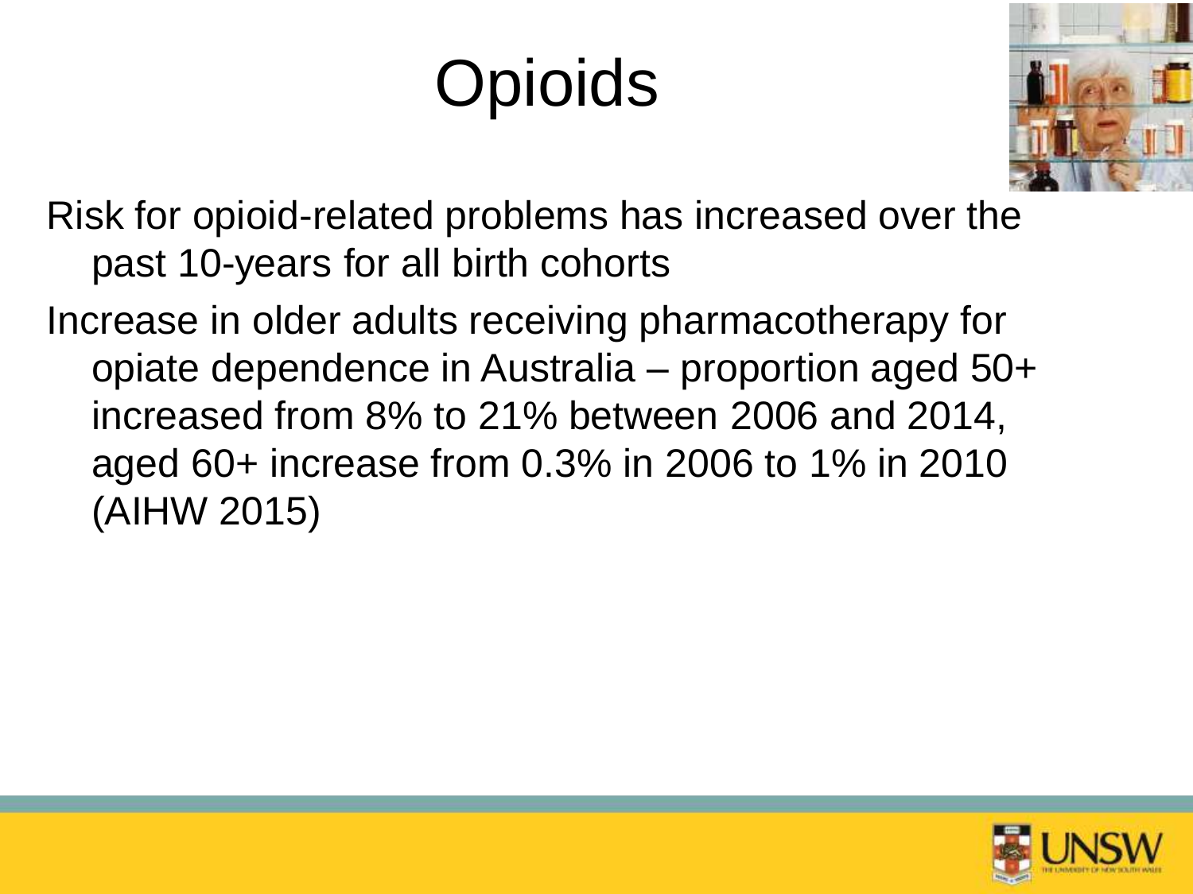# Opioids

Risk for opioid-related problems has increased over the past 10-years for all birth cohorts

Increase in older adults receiving pharmacotherapy for opiate dependence in Australia – proportion aged 50+ increased from 8% to 21% between 2006 and 2014, aged 60+ increase from 0.3% in 2006 to 1% in 2010 (AIHW 2015)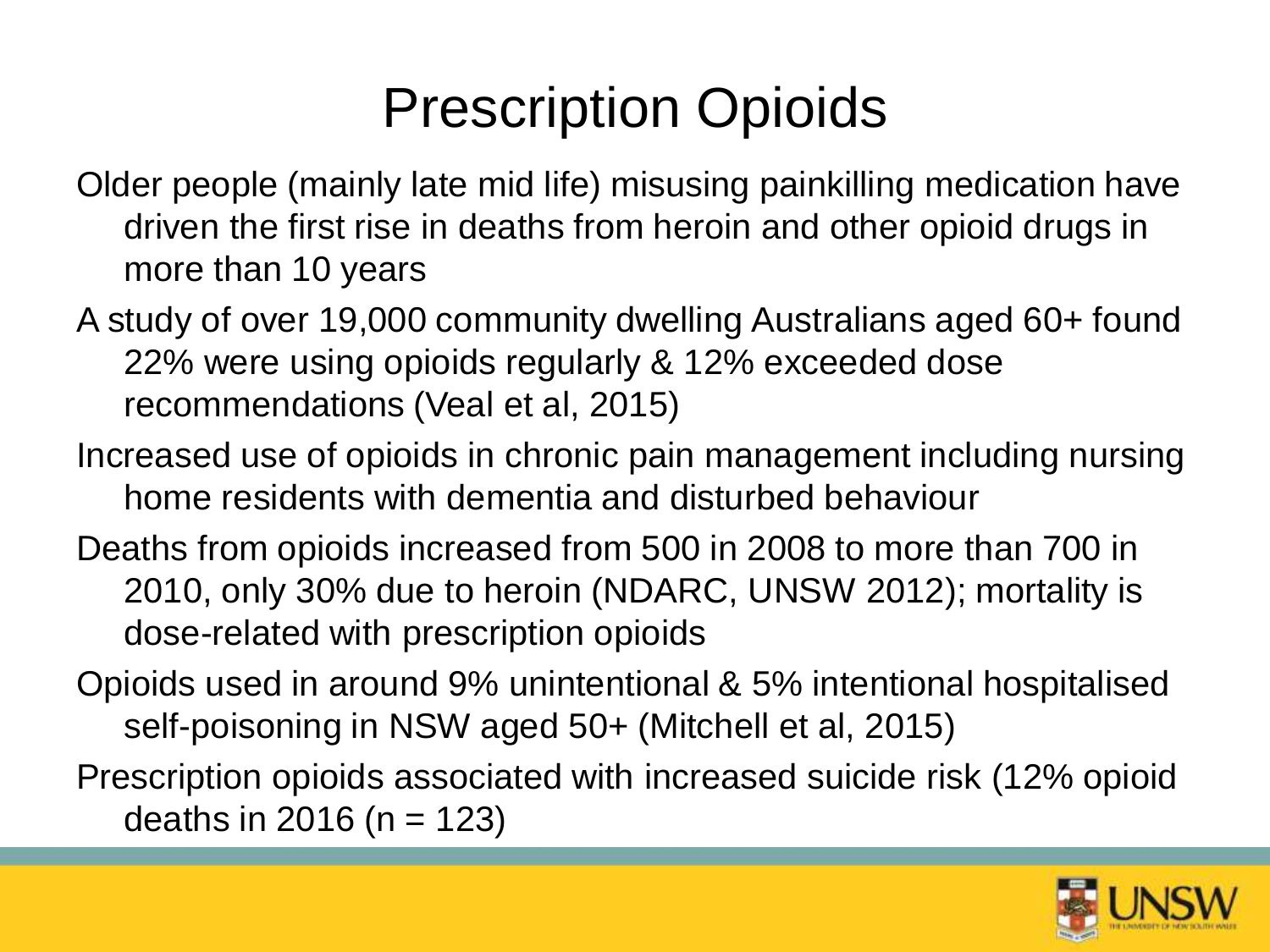# Prescription Opioids

Older people (mainly late mid life) misusing painkilling medication have driven the first rise in deaths from heroin and other opioid drugs in more than 10 years

A study of over 19,000 community dwelling Australians aged 60+ found 22% were using opioids regularly & 12% exceeded dose recommendations (Veal et al, 2015)

Increased use of opioids in chronic pain management including nursing home residents with dementia and disturbed behaviour

Deaths from opioids increased from 500 in 2008 to more than 700 in 2010, only 30% due to heroin (NDARC, UNSW 2012); mortality is dose-related with prescription opioids

Opioids used in around 9% unintentional & 5% intentional hospitalised self-poisoning in NSW aged 50+ (Mitchell et al, 2015)

Prescription opioids associated with increased suicide risk (12% opioid deaths in 2016 (n = 123)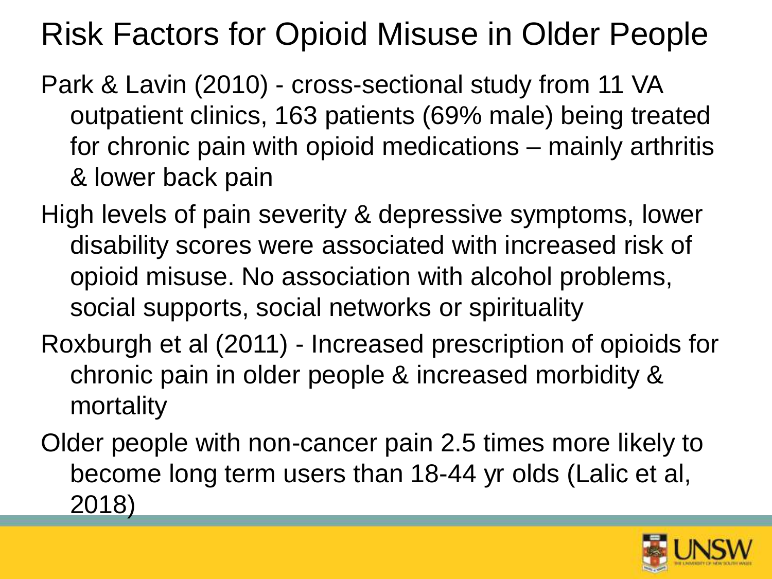# Risk Factors for Opioid Misuse in Older People

Park & Lavin (2010) - cross-sectional study from 11 VA outpatient clinics, 163 patients (69% male) being treated for chronic pain with opioid medications – mainly arthritis & lower back pain

High levels of pain severity & depressive symptoms, lower disability scores were associated with increased risk of opioid misuse. No association with alcohol problems, social supports, social networks or spirituality

Roxburgh et al (2011) - Increased prescription of opioids for chronic pain in older people & increased morbidity & mortality

Older people with non-cancer pain 2.5 times more likely to become long term users than 18-44 yr olds (Lalic et al, 2018)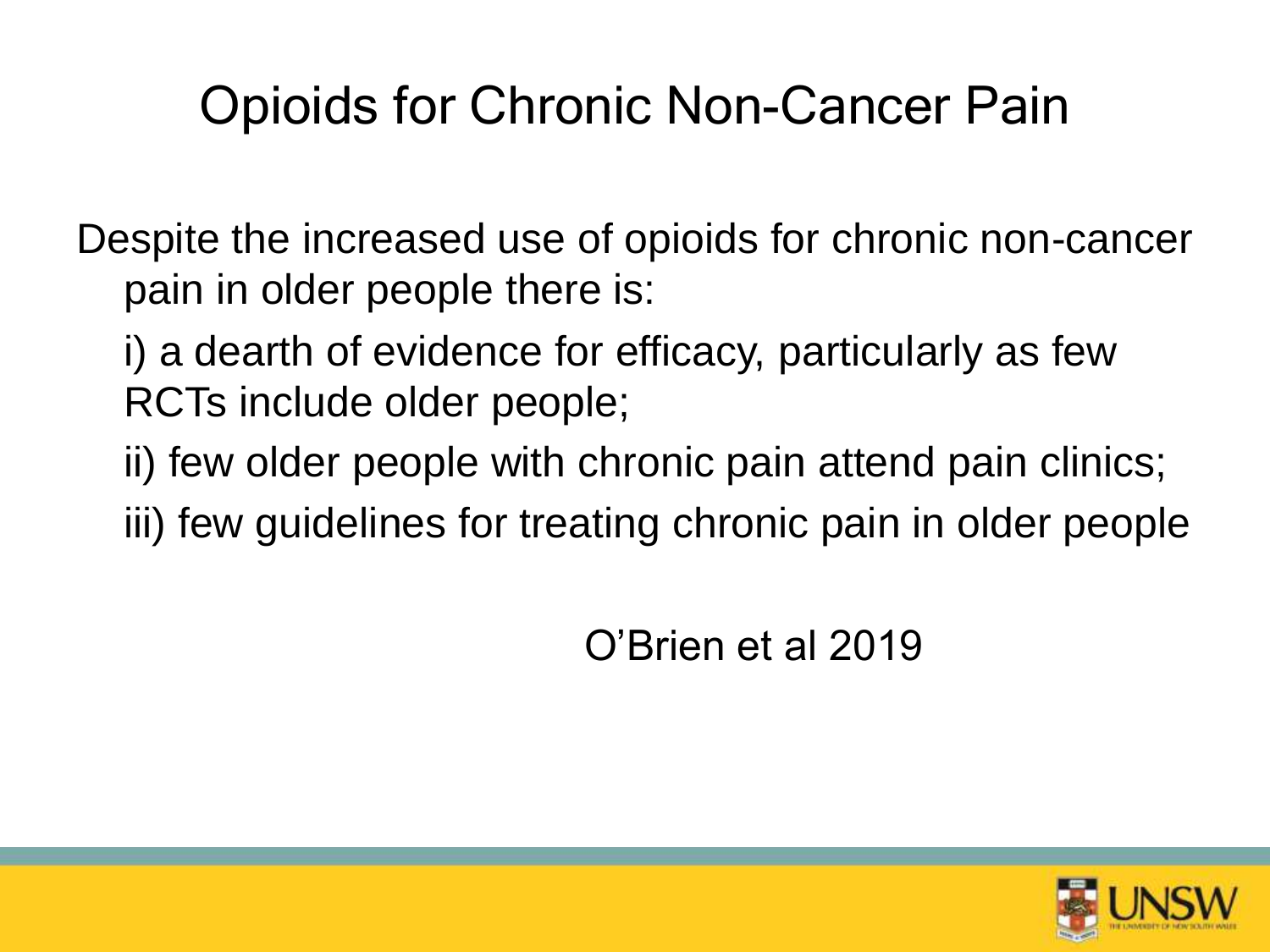# Opioids for Chronic Non-Cancer Pain

Despite the increased use of opioids for chronic non-cancer pain in older people there is:

i) a dearth of evidence for efficacy, particularly as few RCTs include older people;

ii) few older people with chronic pain attend pain clinics;

iii) few guidelines for treating chronic pain in older people

O'Brien et al 2019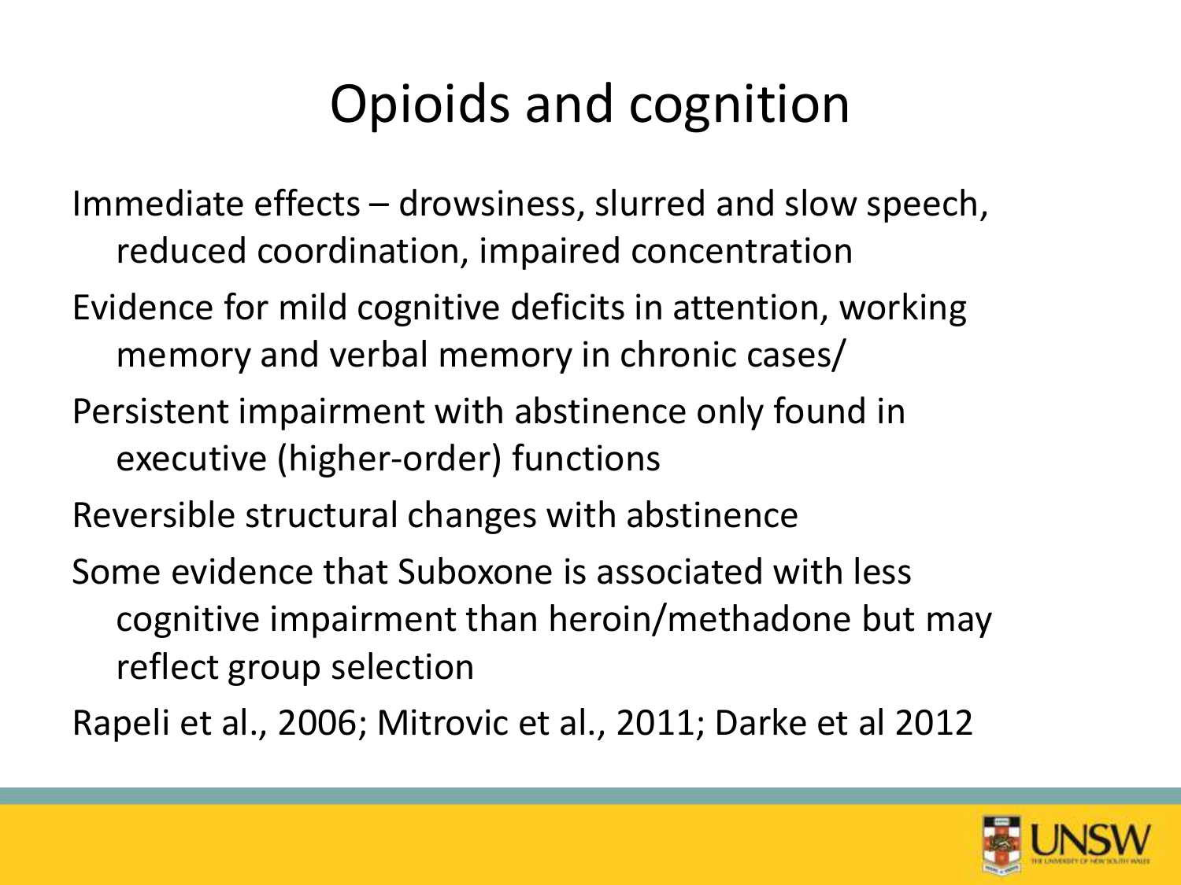# Opioids and cognition

Immediate effects – drowsiness, slurred and slow speech, reduced coordination, impaired concentration

Evidence for mild cognitive deficits in attention, working memory and verbal memory in chronic cases/

Persistent impairment with abstinence only found in executive (higher-order) functions

Reversible structural changes with abstinence

Some evidence that Suboxone is associated with less cognitive impairment than heroin/methadone but may reflect group selection

Rapeli et al., 2006; Mitrovic et al., 2011; Darke et al 2012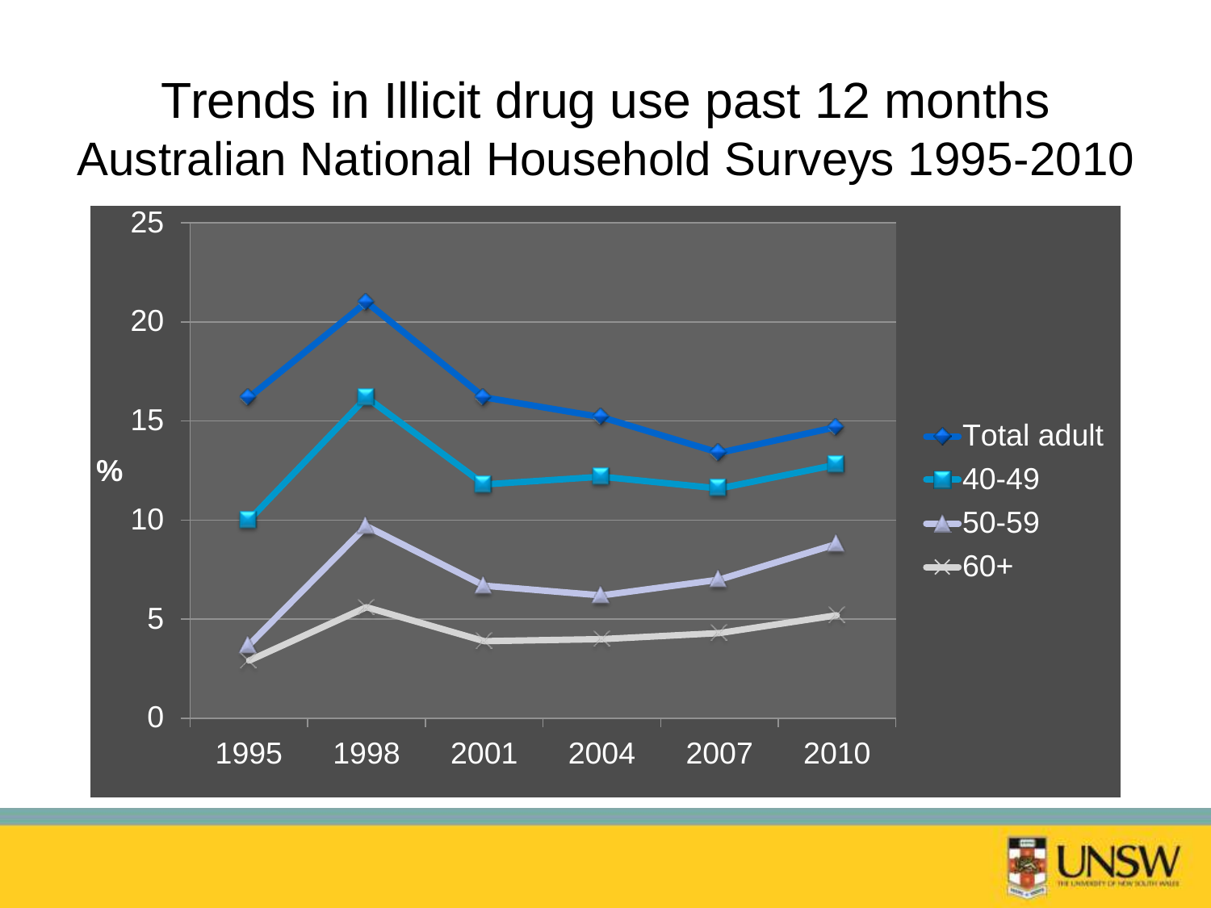# Trends in Illicit drug use past 12 months
## Australian National Household Surveys 1995-2010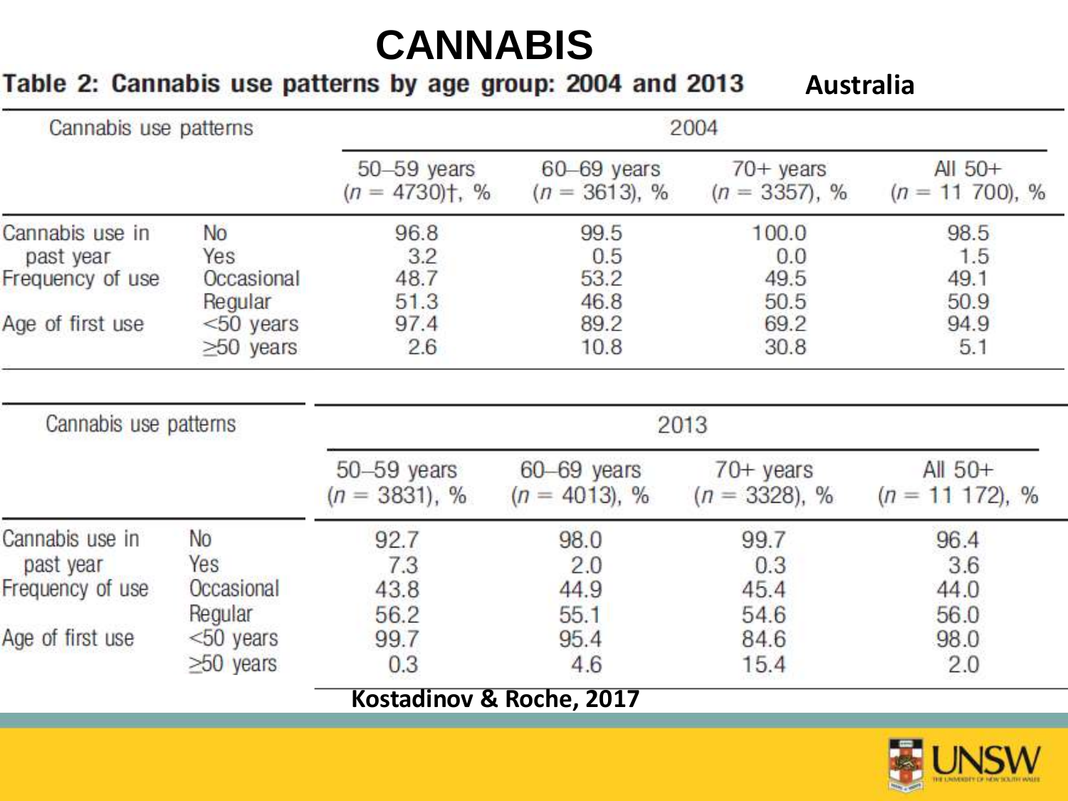# CANNABIS

**Table 2: Cannabis use patterns by age group: 2004 and 2013** **Australia**

| Cannabis use patterns | | 2004 | | | |
|---|---|---|---|---|---|
| | | 50–59 years ($n$ = 4730)†, % | 60–69 years ($n$ = 3613), % | 70+ years ($n$ = 3357), % | All 50+ ($n$ = 11 700), % |
| Cannabis use in past year | No | 96.8 | 99.5 | 100.0 | 98.5 |
| | Yes | 3.2 | 0.5 | 0.0 | 1.5 |
| Frequency of use | Occasional | 48.7 | 53.2 | 49.5 | 49.1 |
| | Regular | 51.3 | 46.8 | 50.5 | 50.9 |
| Age of first use | <50 years | 97.4 | 89.2 | 69.2 | 94.9 |
| | ≥50 years | 2.6 | 10.8 | 30.8 | 5.1 |

| Cannabis use patterns | | 2013 | | | |
|---|---|---|---|---|---|
| | | 50–59 years ($n$ = 3831), % | 60–69 years ($n$ = 4013), % | 70+ years ($n$ = 3328), % | All 50+ ($n$ = 11 172), % |
| Cannabis use in past year | No | 92.7 | 98.0 | 99.7 | 96.4 |
| | Yes | 7.3 | 2.0 | 0.3 | 3.6 |
| Frequency of use | Occasional | 43.8 | 44.9 | 45.4 | 44.0 |
| | Regular | 56.2 | 55.1 | 54.6 | 56.0 |
| Age of first use | <50 years | 99.7 | 95.4 | 84.6 | 98.0 |
| | ≥50 years | 0.3 | 4.6 | 15.4 | 2.0 |

**Kostadinov & Roche, 2017**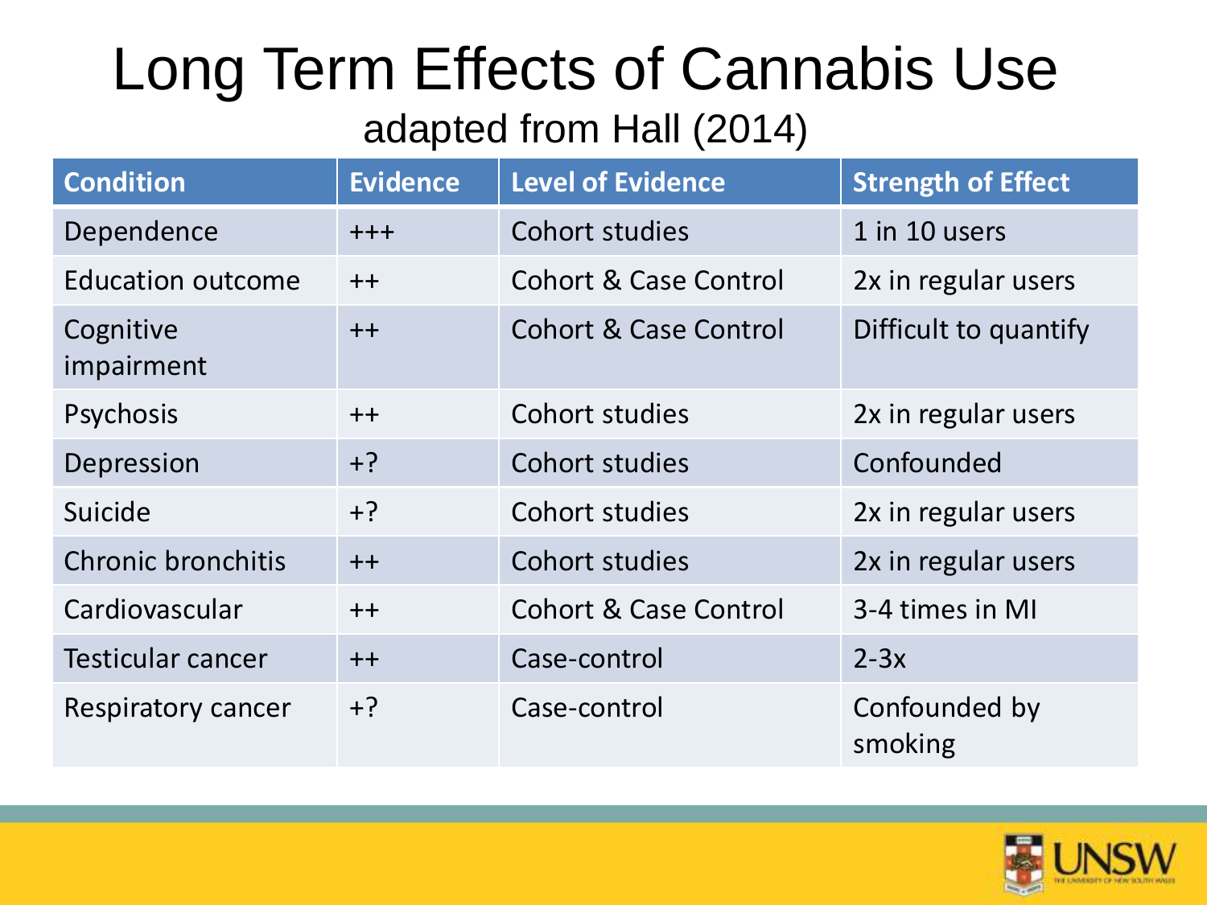# Long Term Effects of Cannabis Use

## adapted from Hall (2014)

| Condition | Evidence | Level of Evidence | Strength of Effect |
|---|---|---|---|
| Dependence | +++ | Cohort studies | 1 in 10 users |
| Education outcome | ++ | Cohort & Case Control | 2x in regular users |
| Cognitive impairment | ++ | Cohort & Case Control | Difficult to quantify |
| Psychosis | ++ | Cohort studies | 2x in regular users |
| Depression | +? | Cohort studies | Confounded |
| Suicide | +? | Cohort studies | 2x in regular users |
| Chronic bronchitis | ++ | Cohort studies | 2x in regular users |
| Cardiovascular | ++ | Cohort & Case Control | 3-4 times in MI |
| Testicular cancer | ++ | Case-control | 2-3x |
| Respiratory cancer | +? | Case-control | Confounded by smoking |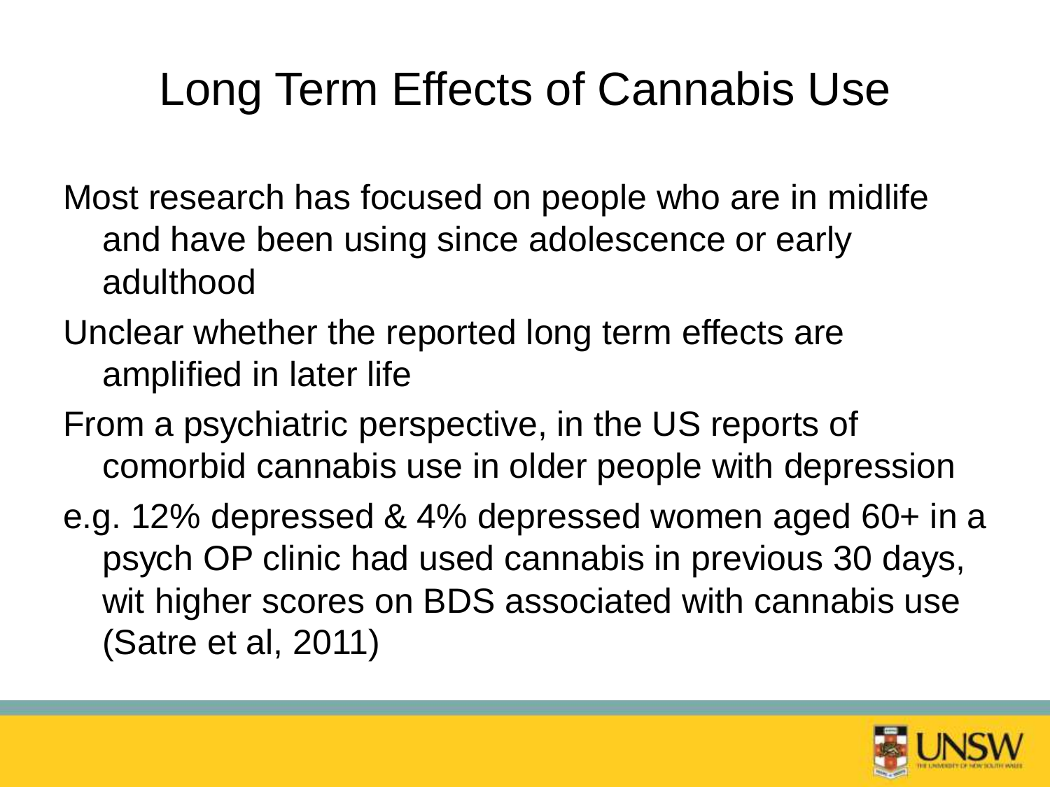# Long Term Effects of Cannabis Use

Most research has focused on people who are in midlife and have been using since adolescence or early adulthood

Unclear whether the reported long term effects are amplified in later life

From a psychiatric perspective, in the US reports of comorbid cannabis use in older people with depression

e.g. 12% depressed & 4% depressed women aged 60+ in a psych OP clinic had used cannabis in previous 30 days, wit higher scores on BDS associated with cannabis use (Satre et al, 2011)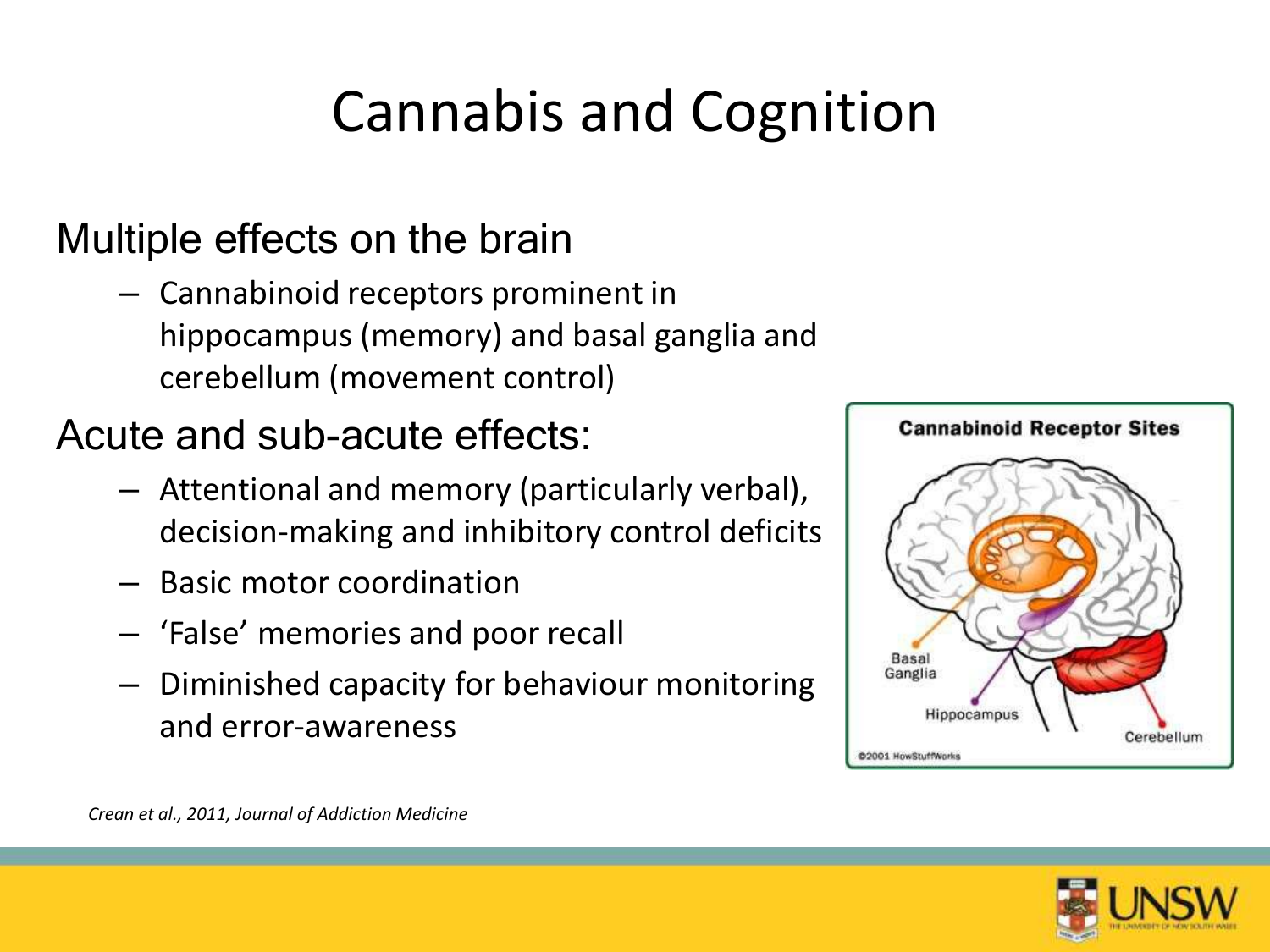# Cannabis and Cognition

## Multiple effects on the brain

- Cannabinoid receptors prominent in hippocampus (memory) and basal ganglia and cerebellum (movement control)

## Acute and sub-acute effects:

- Attentional and memory (particularly verbal), decision-making and inhibitory control deficits
- Basic motor coordination
- 'False' memories and poor recall
- Diminished capacity for behaviour monitoring and error-awareness

*Crean et al., 2011, Journal of Addiction Medicine*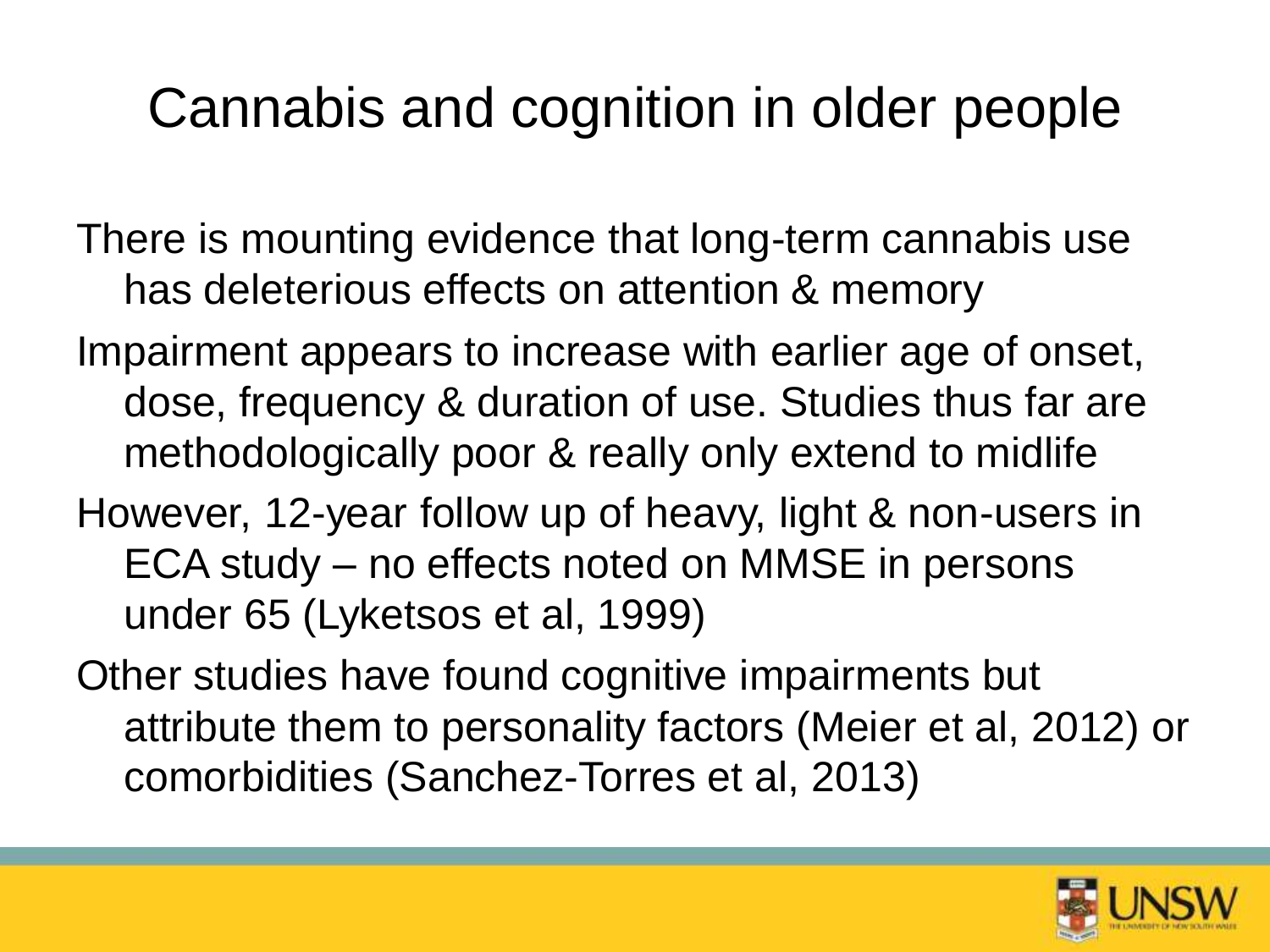# Cannabis and cognition in older people

There is mounting evidence that long-term cannabis use has deleterious effects on attention & memory

Impairment appears to increase with earlier age of onset, dose, frequency & duration of use. Studies thus far are methodologically poor & really only extend to midlife

However, 12-year follow up of heavy, light & non-users in ECA study – no effects noted on MMSE in persons under 65 (Lyketsos et al, 1999)

Other studies have found cognitive impairments but attribute them to personality factors (Meier et al, 2012) or comorbidities (Sanchez-Torres et al, 2013)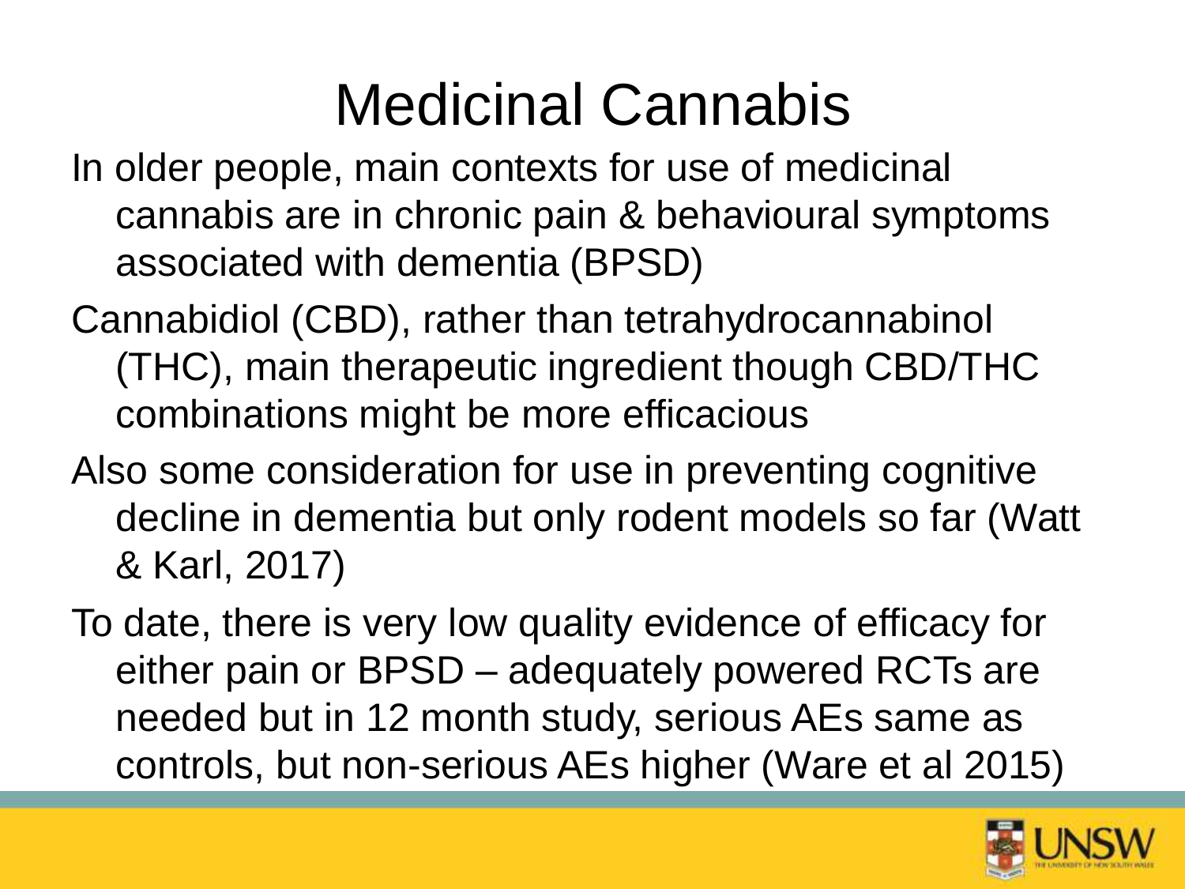# Medicinal Cannabis

- In older people, main contexts for use of medicinal cannabis are in chronic pain & behavioural symptoms associated with dementia (BPSD)
- Cannabidiol (CBD), rather than tetrahydrocannabinol (THC), main therapeutic ingredient though CBD/THC combinations might be more efficacious
- Also some consideration for use in preventing cognitive decline in dementia but only rodent models so far (Watt & Karl, 2017)
- To date, there is very low quality evidence of efficacy for either pain or BPSD – adequately powered RCTs are needed but in 12 month study, serious AEs same as controls, but non-serious AEs higher (Ware et al 2015)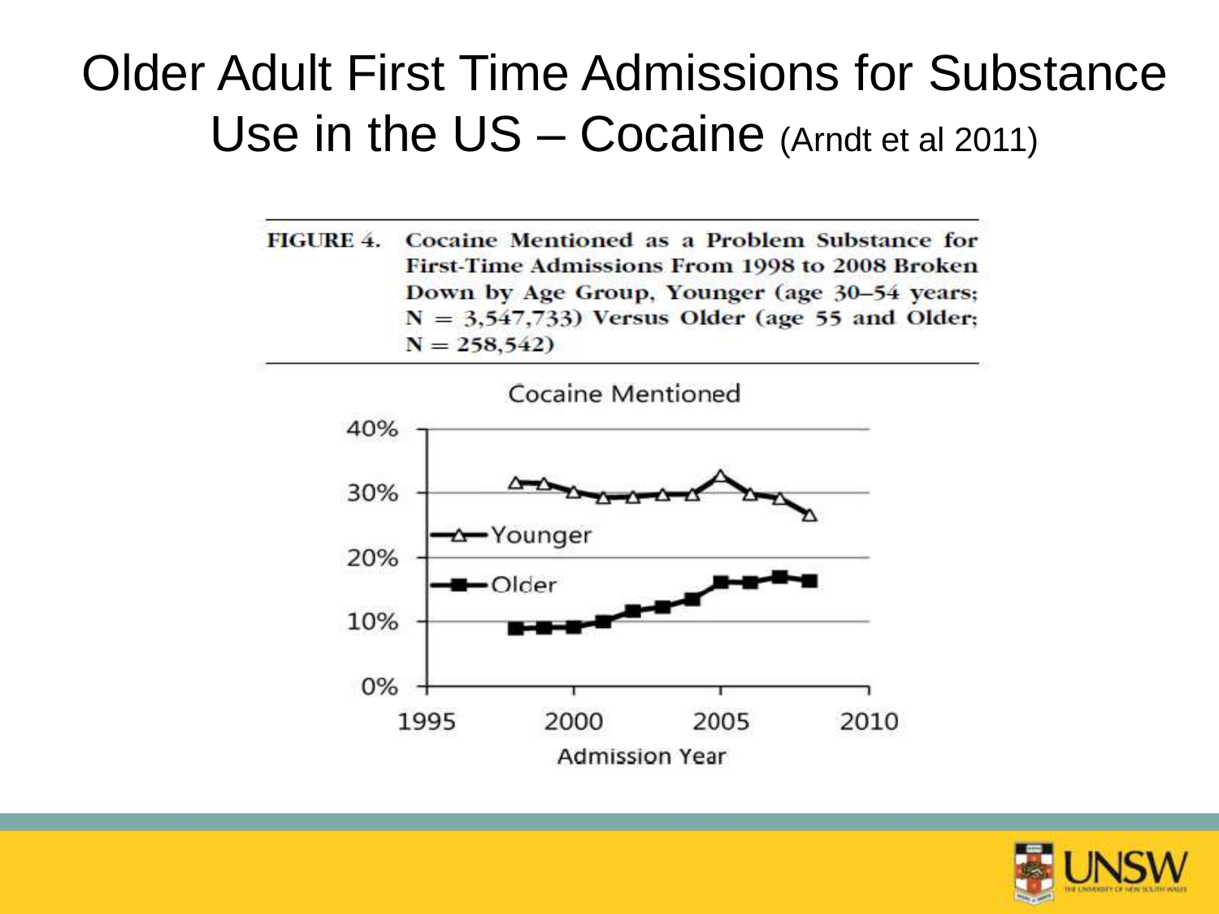# Older Adult First Time Admissions for Substance Use in the US – Cocaine (Arndt et al 2011)

**FIGURE 4.** Cocaine Mentioned as a Problem Substance for First-Time Admissions From 1998 to 2008 Broken Down by Age Group, Younger (age 30–54 years; N = 3,547,733) Versus Older (age 55 and Older; N = 258,542)

Cocaine Mentioned

- Younger
- Older

Admission Year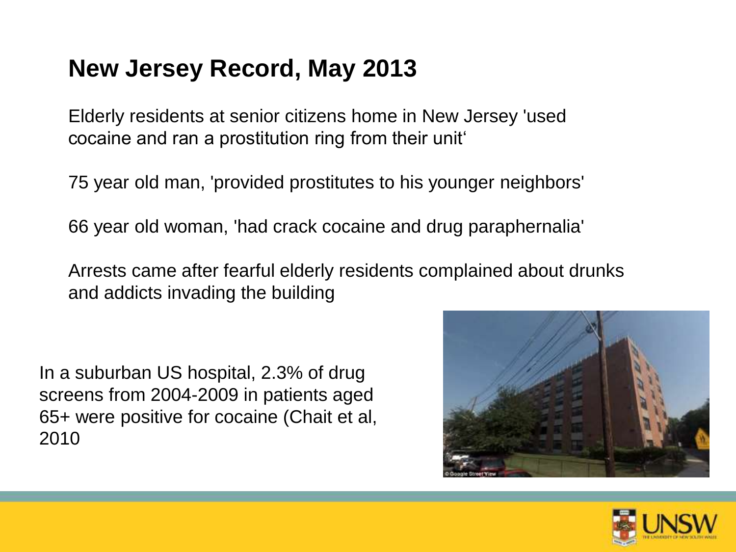## New Jersey Record, May 2013

Elderly residents at senior citizens home in New Jersey 'used cocaine and ran a prostitution ring from their unit'

75 year old man, 'provided prostitutes to his younger neighbors'

66 year old woman, 'had crack cocaine and drug paraphernalia'

Arrests came after fearful elderly residents complained about drunks and addicts invading the building

In a suburban US hospital, 2.3% of drug screens from 2004-2009 in patients aged 65+ were positive for cocaine (Chait et al, 2010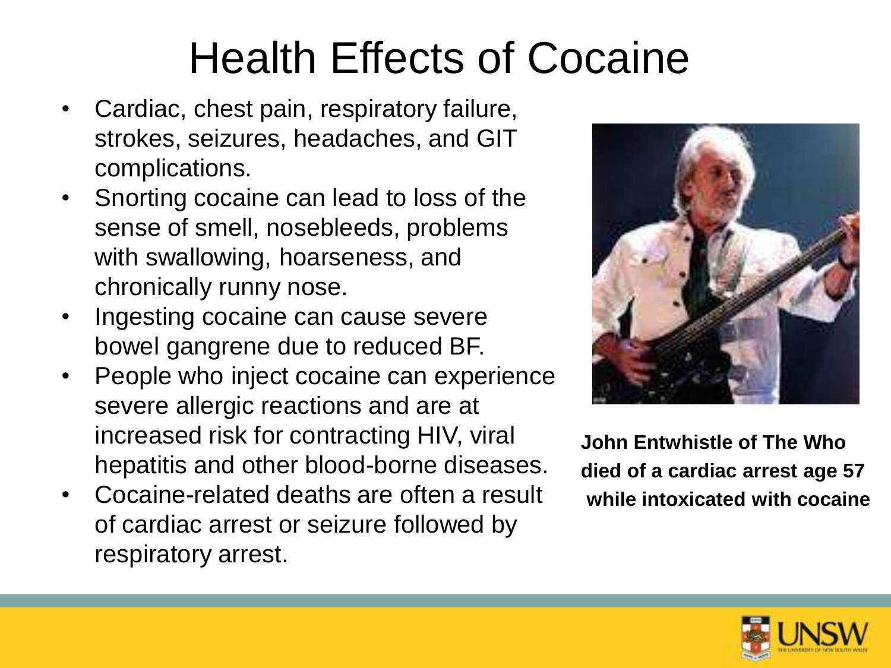# Health Effects of Cocaine

- Cardiac, chest pain, respiratory failure, strokes, seizures, headaches, and GIT complications.
- Snorting cocaine can lead to loss of the sense of smell, nosebleeds, problems with swallowing, hoarseness, and chronically runny nose.
- Ingesting cocaine can cause severe bowel gangrene due to reduced BF.
- People who inject cocaine can experience severe allergic reactions and are at increased risk for contracting HIV, viral hepatitis and other blood-borne diseases.
- Cocaine-related deaths are often a result of cardiac arrest or seizure followed by respiratory arrest.

**John Entwhistle of The Who died of a cardiac arrest age 57 while intoxicated with cocaine**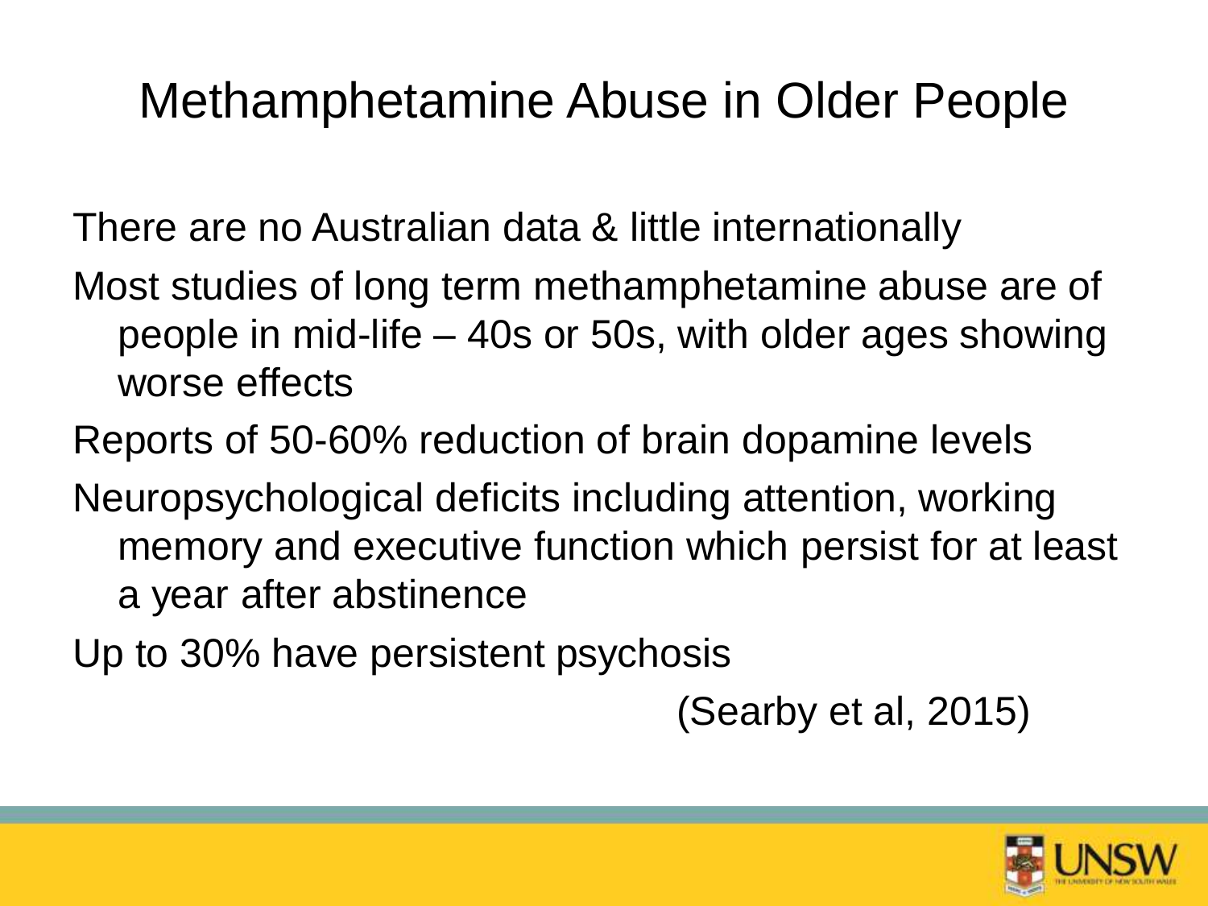# Methamphetamine Abuse in Older People

There are no Australian data & little internationally

Most studies of long term methamphetamine abuse are of people in mid-life – 40s or 50s, with older ages showing worse effects

Reports of 50-60% reduction of brain dopamine levels

Neuropsychological deficits including attention, working memory and executive function which persist for at least a year after abstinence

Up to 30% have persistent psychosis

(Searby et al, 2015)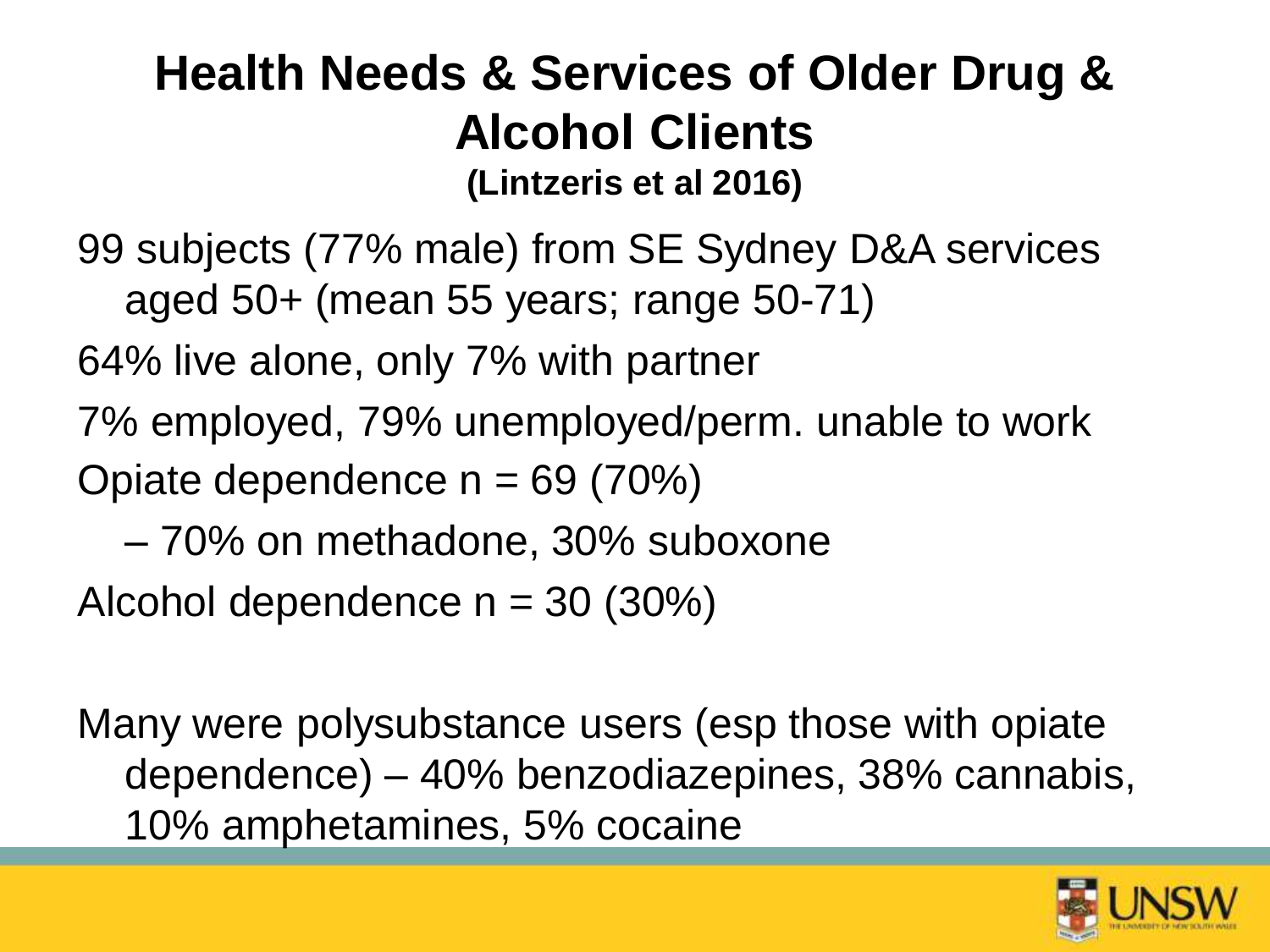# Health Needs & Services of Older Drug & Alcohol Clients

**(Lintzeris et al 2016)**

99 subjects (77% male) from SE Sydney D&A services aged 50+ (mean 55 years; range 50-71)

64% live alone, only 7% with partner

7% employed, 79% unemployed/perm. unable to work

Opiate dependence n = 69 (70%)

– 70% on methadone, 30% suboxone

Alcohol dependence n = 30 (30%)

Many were polysubstance users (esp those with opiate dependence) – 40% benzodiazepines, 38% cannabis, 10% amphetamines, 5% cocaine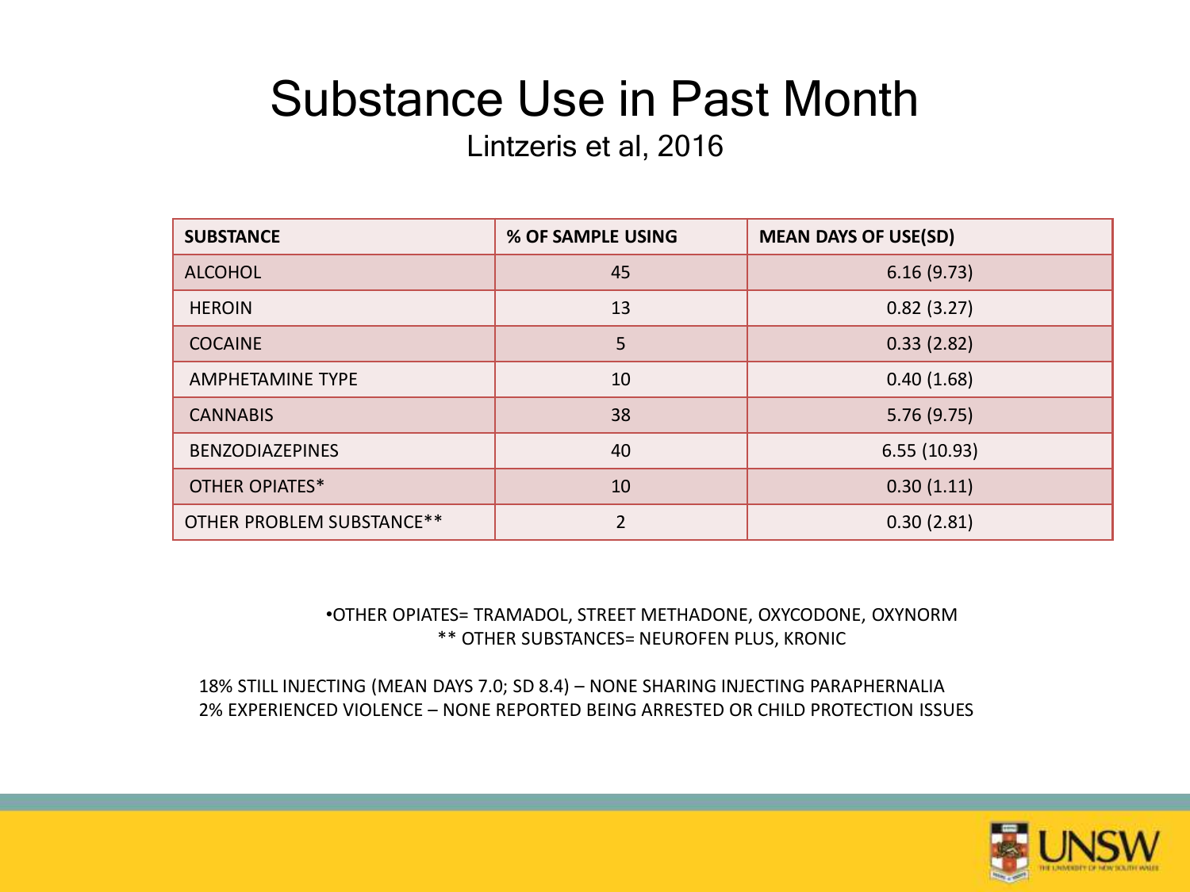# Substance Use in Past Month

Lintzeris et al, 2016

| SUBSTANCE | % OF SAMPLE USING | MEAN DAYS OF USE(SD) |
|---|---|---|
| ALCOHOL | 45 | 6.16 (9.73) |
| HEROIN | 13 | 0.82 (3.27) |
| COCAINE | 5 | 0.33 (2.82) |
| AMPHETAMINE TYPE | 10 | 0.40 (1.68) |
| CANNABIS | 38 | 5.76 (9.75) |
| BENZODIAZEPINES | 40 | 6.55 (10.93) |
| OTHER OPIATES* | 10 | 0.30 (1.11) |
| OTHER PROBLEM SUBSTANCE** | 2 | 0.30 (2.81) |

•OTHER OPIATES= TRAMADOL, STREET METHADONE, OXYCODONE, OXYNORM
** OTHER SUBSTANCES= NEUROFEN PLUS, KRONIC

18% STILL INJECTING (MEAN DAYS 7.0; SD 8.4) – NONE SHARING INJECTING PARAPHERNALIA
2% EXPERIENCED VIOLENCE – NONE REPORTED BEING ARRESTED OR CHILD PROTECTION ISSUES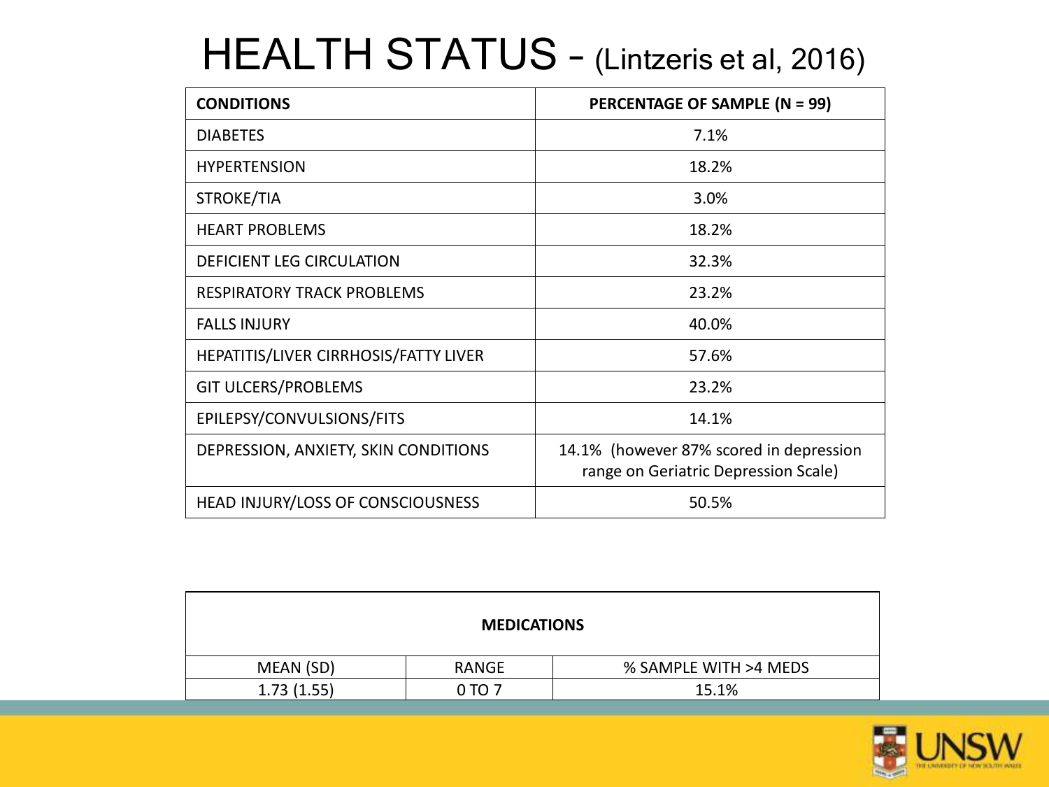# HEALTH STATUS – (Lintzeris et al, 2016)

| CONDITIONS | PERCENTAGE OF SAMPLE (N = 99) |
|---|---|
| DIABETES | 7.1% |
| HYPERTENSION | 18.2% |
| STROKE/TIA | 3.0% |
| HEART PROBLEMS | 18.2% |
| DEFICIENT LEG CIRCULATION | 32.3% |
| RESPIRATORY TRACK PROBLEMS | 23.2% |
| FALLS INJURY | 40.0% |
| HEPATITIS/LIVER CIRRHOSIS/FATTY LIVER | 57.6% |
| GIT ULCERS/PROBLEMS | 23.2% |
| EPILEPSY/CONVULSIONS/FITS | 14.1% |
| DEPRESSION, ANXIETY, SKIN CONDITIONS | 14.1% (however 87% scored in depression range on Geriatric Depression Scale) |
| HEAD INJURY/LOSS OF CONSCIOUSNESS | 50.5% |

| MEDICATIONS | | |
|---|---|---|
| MEAN (SD) | RANGE | % SAMPLE WITH >4 MEDS |
| 1.73 (1.55) | 0 TO 7 | 15.1% |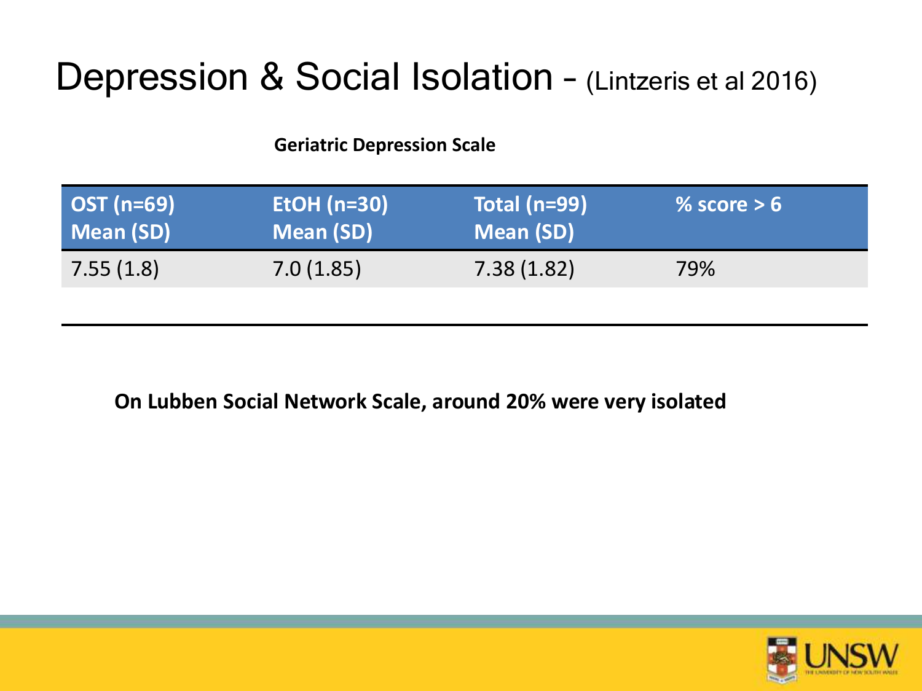# Depression & Social Isolation – (Lintzeris et al 2016)

**Geriatric Depression Scale**

| OST (n=69) Mean (SD) | EtOH (n=30) Mean (SD) | Total (n=99) Mean (SD) | % score > 6 |
|---|---|---|---|
| 7.55 (1.8) | 7.0 (1.85) | 7.38 (1.82) | 79% |

**On Lubben Social Network Scale, around 20% were very isolated**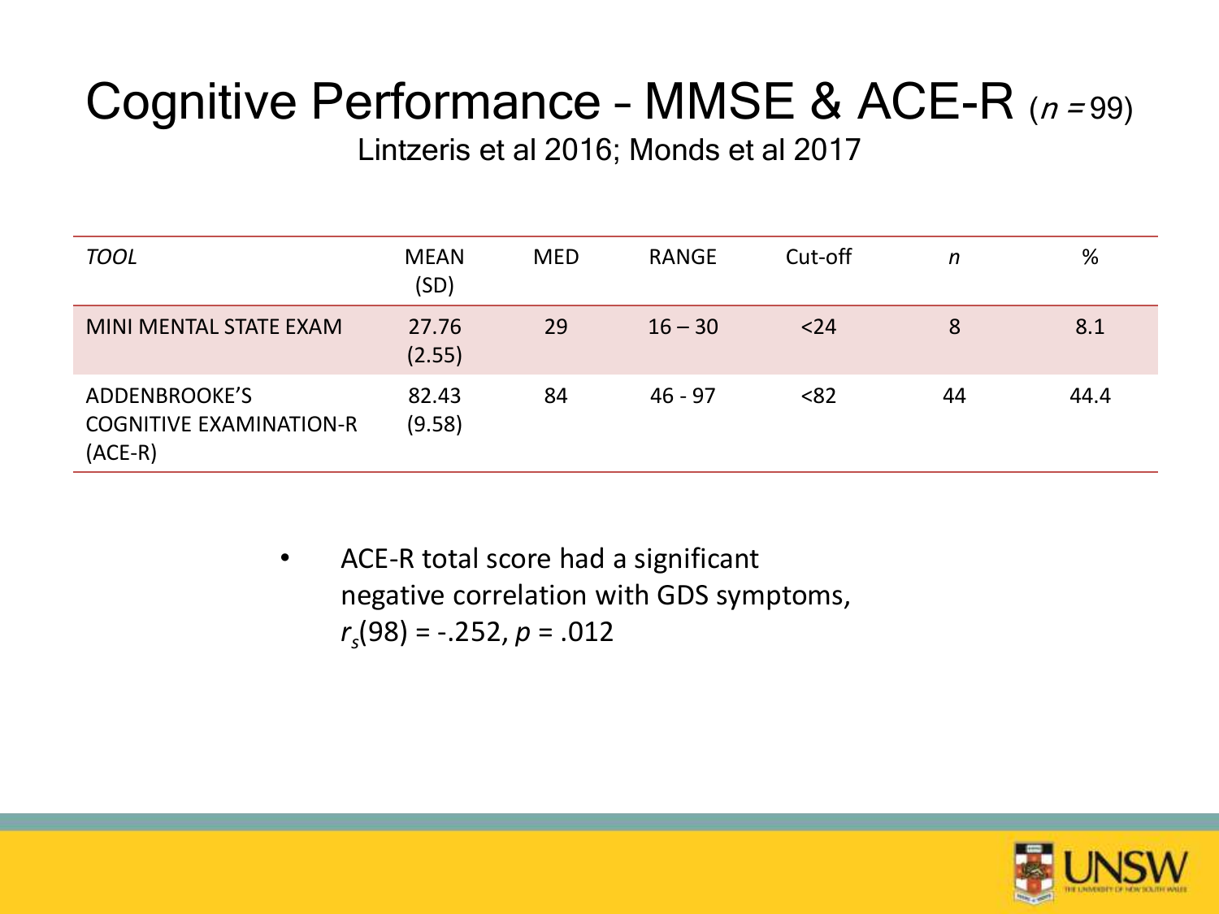# Cognitive Performance – MMSE & ACE-R ($n$ = 99)

Lintzeris et al 2016; Monds et al 2017

| *TOOL* | MEAN (SD) | MED | RANGE | Cut-off | *n* | % |
|---|---|---|---|---|---|---|
| MINI MENTAL STATE EXAM | 27.76 (2.55) | 29 | 16 – 30 | <24 | 8 | 8.1 |
| ADDENBROOKE'S COGNITIVE EXAMINATION-R (ACE-R) | 82.43 (9.58) | 84 | 46 - 97 | <82 | 44 | 44.4 |

- ACE-R total score had a significant negative correlation with GDS symptoms, $r_s(98) = -.252$, $p = .012$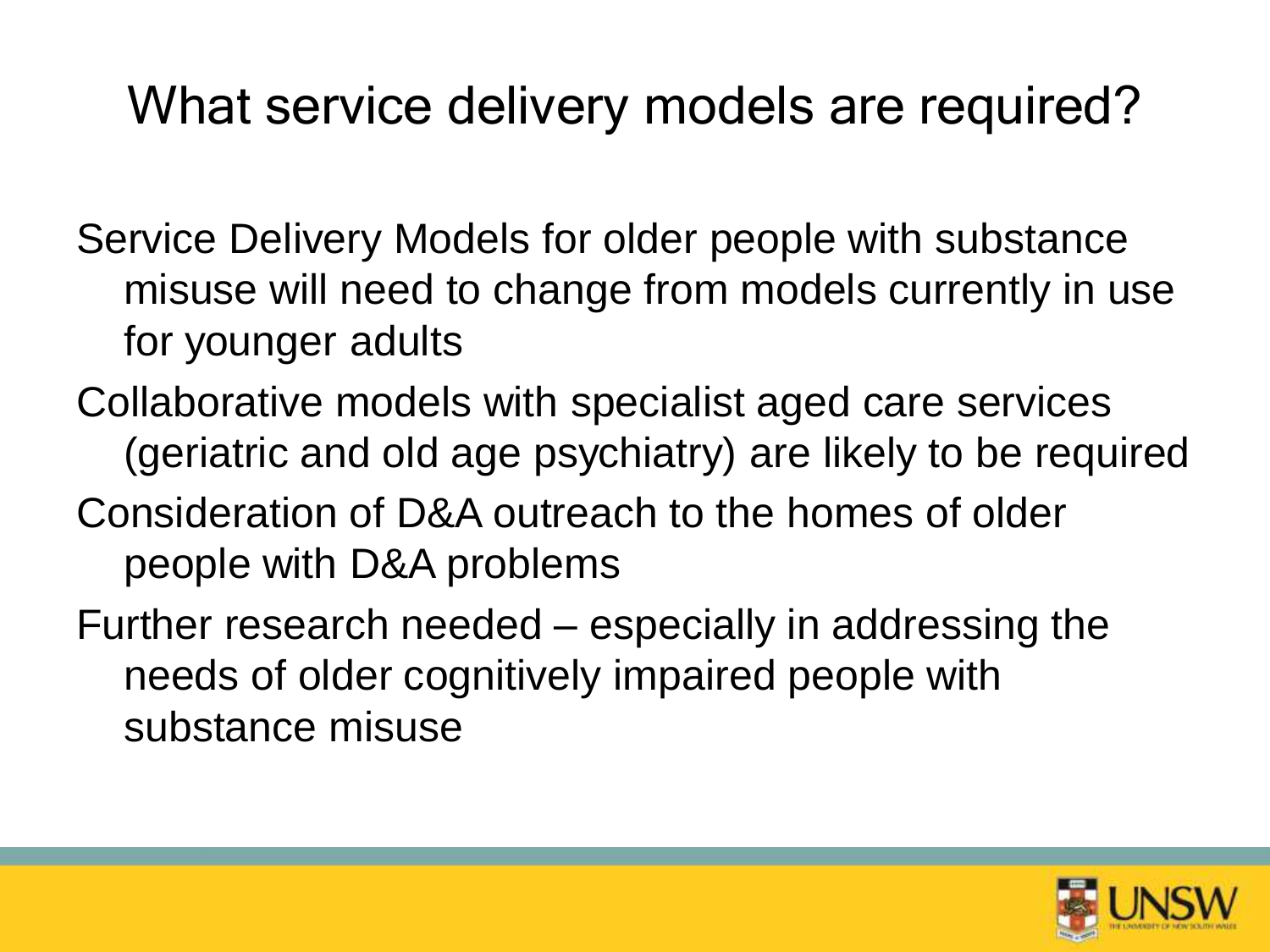# What service delivery models are required?

Service Delivery Models for older people with substance misuse will need to change from models currently in use for younger adults

Collaborative models with specialist aged care services (geriatric and old age psychiatry) are likely to be required

Consideration of D&A outreach to the homes of older people with D&A problems

Further research needed – especially in addressing the needs of older cognitively impaired people with substance misuse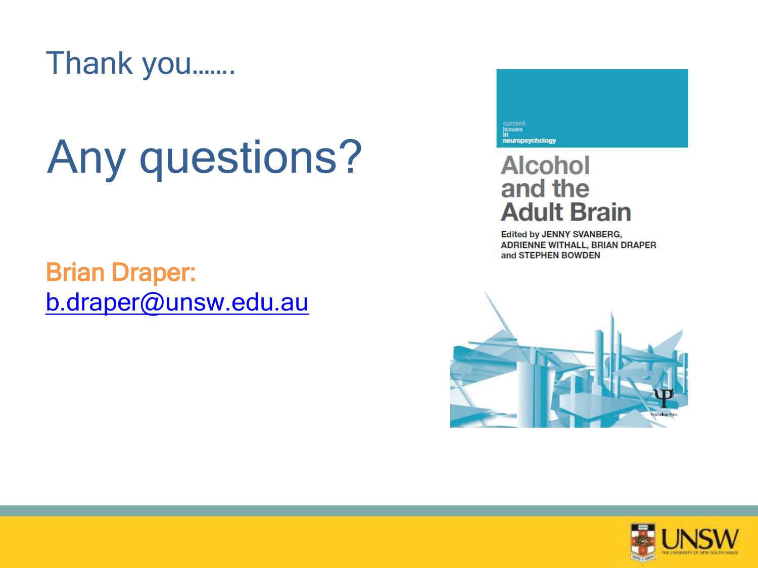# Thank you…….

# Any questions?

**Brian Draper:**
b.draper@unsw.edu.au

current issues in neuropsychology

**Alcohol and the Adult Brain**

Edited by JENNY SVANBERG, ADRIENNE WITHALL, BRIAN DRAPER and STEPHEN BOWDEN